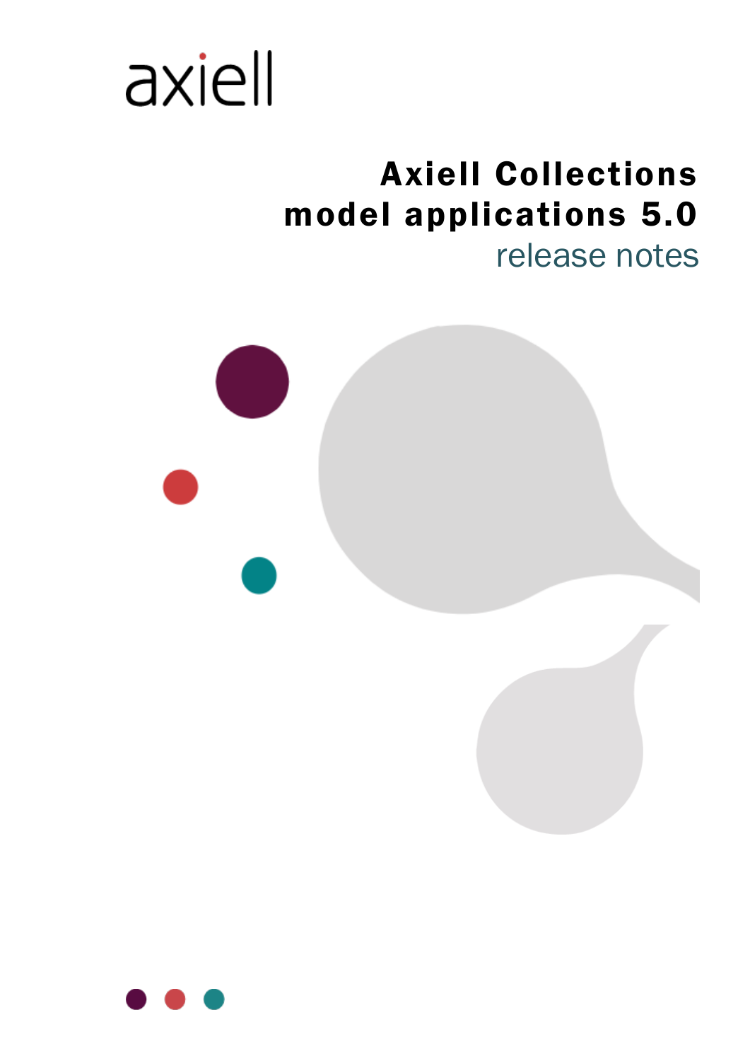axiell

# Axiell Collections model applications 5.0

release notes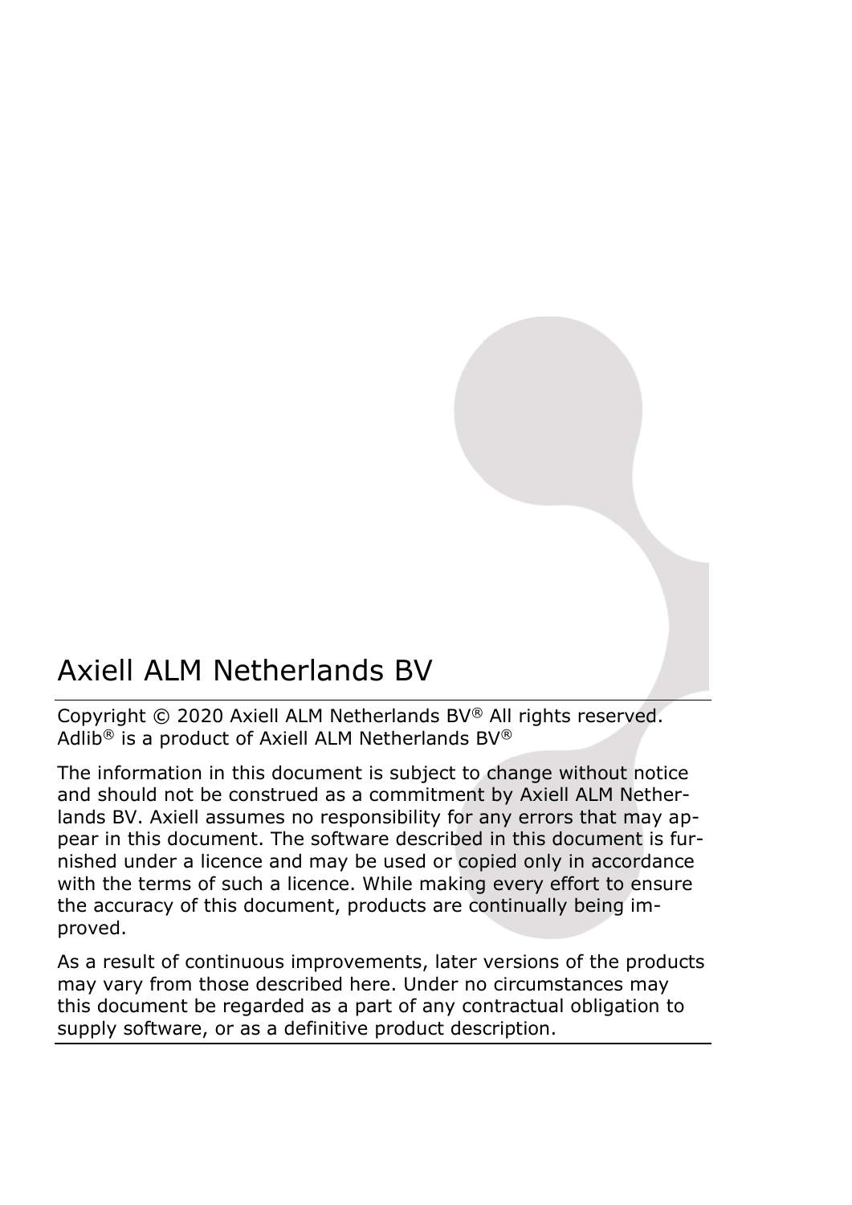# Axiell ALM Netherlands BV

Copyright © 2020 Axiell ALM Netherlands BV® All rights reserved. Adlib® is a product of Axiell ALM Netherlands BV®

The information in this document is subject to change without notice and should not be construed as a commitment by Axiell ALM Netherlands BV. Axiell assumes no responsibility for any errors that may appear in this document. The software described in this document is furnished under a licence and may be used or copied only in accordance with the terms of such a licence. While making every effort to ensure the accuracy of this document, products are continually being improved.

As a result of continuous improvements, later versions of the products may vary from those described here. Under no circumstances may this document be regarded as a part of any contractual obligation to supply software, or as a definitive product description.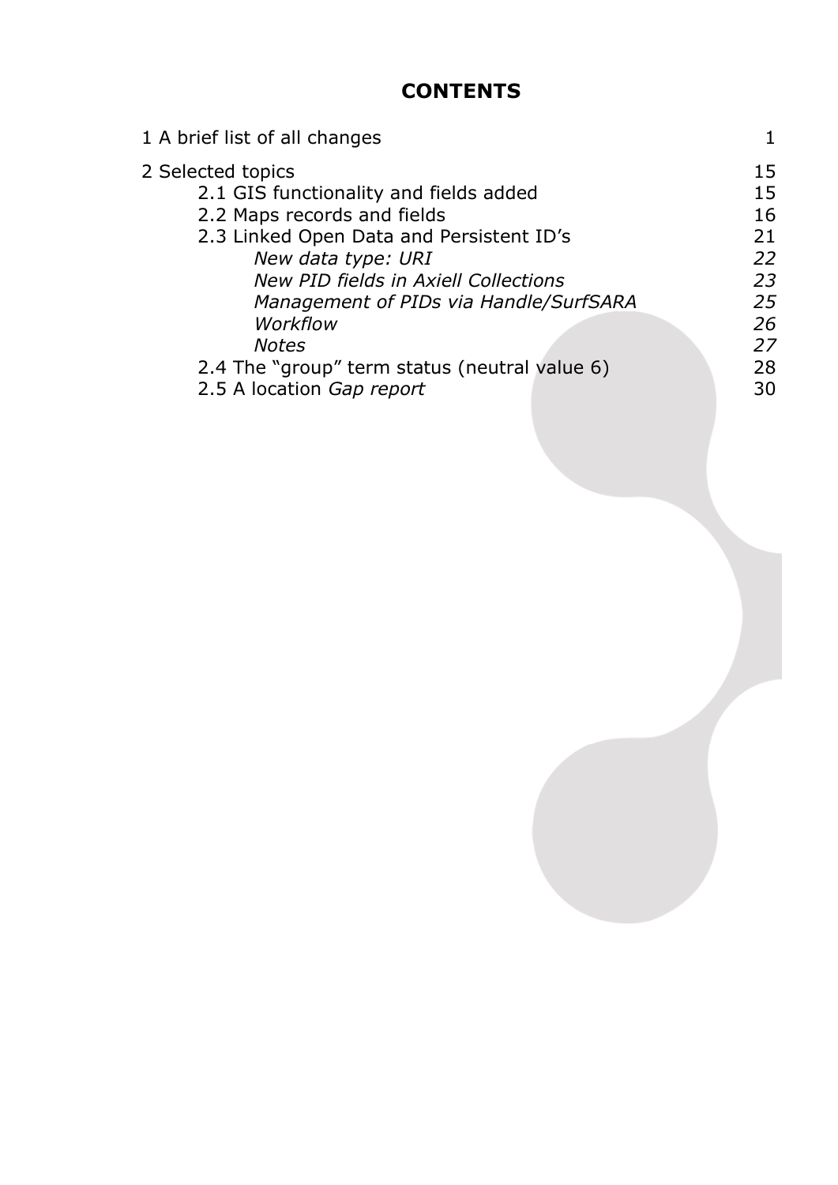# CONTENTS

| | |
|---|---|
| 1 A brief list of all changes | 1 |
| 2 Selected topics | 15 |
| 2.1 GIS functionality and fields added | 15 |
| 2.2 Maps records and fields | 16 |
| 2.3 Linked Open Data and Persistent ID's | 21 |
| *New data type: URI* | *22* |
| *New PID fields in Axiell Collections* | *23* |
| *Management of PIDs via Handle/SurfSARA* | *25* |
| *Workflow* | *26* |
| *Notes* | *27* |
| 2.4 The "group" term status (neutral value 6) | 28 |
| 2.5 A location *Gap report* | 30 |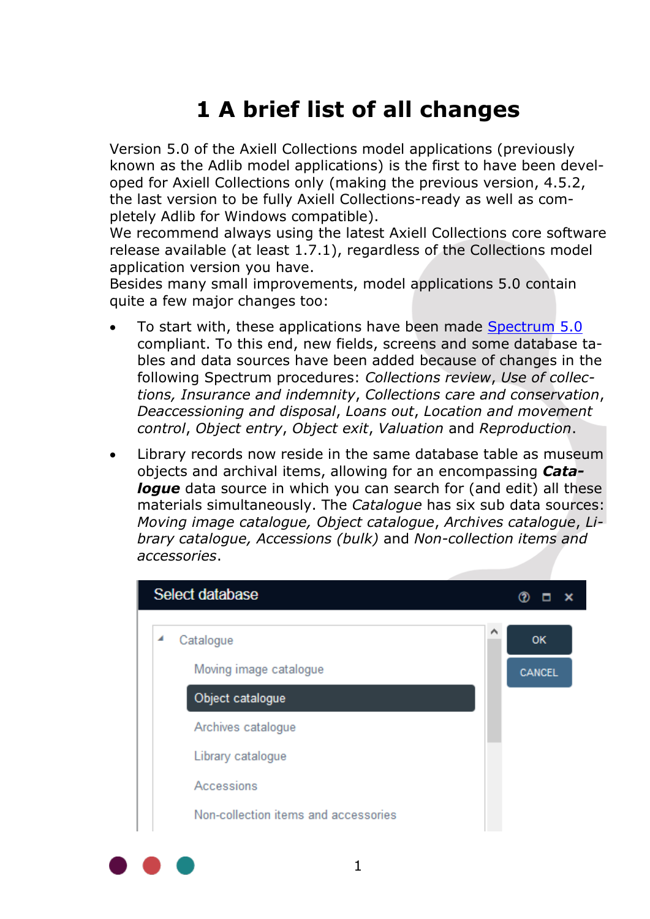# 1 A brief list of all changes

Version 5.0 of the Axiell Collections model applications (previously known as the Adlib model applications) is the first to have been developed for Axiell Collections only (making the previous version, 4.5.2, the last version to be fully Axiell Collections-ready as well as completely Adlib for Windows compatible).
We recommend always using the latest Axiell Collections core software release available (at least 1.7.1), regardless of the Collections model application version you have.
Besides many small improvements, model applications 5.0 contain quite a few major changes too:

- To start with, these applications have been made [Spectrum 5.0](Spectrum 5.0) compliant. To this end, new fields, screens and some database tables and data sources have been added because of changes in the following Spectrum procedures: *Collections review*, *Use of collections, Insurance and indemnity*, *Collections care and conservation*, *Deaccessioning and disposal*, *Loans out*, *Location and movement control*, *Object entry*, *Object exit*, *Valuation* and *Reproduction*.
- Library records now reside in the same database table as museum objects and archival items, allowing for an encompassing ***Catalogue*** data source in which you can search for (and edit) all these materials simultaneously. The *Catalogue* has six sub data sources: *Moving image catalogue, Object catalogue*, *Archives catalogue*, *Library catalogue, Accessions (bulk)* and *Non-collection items and accessories*.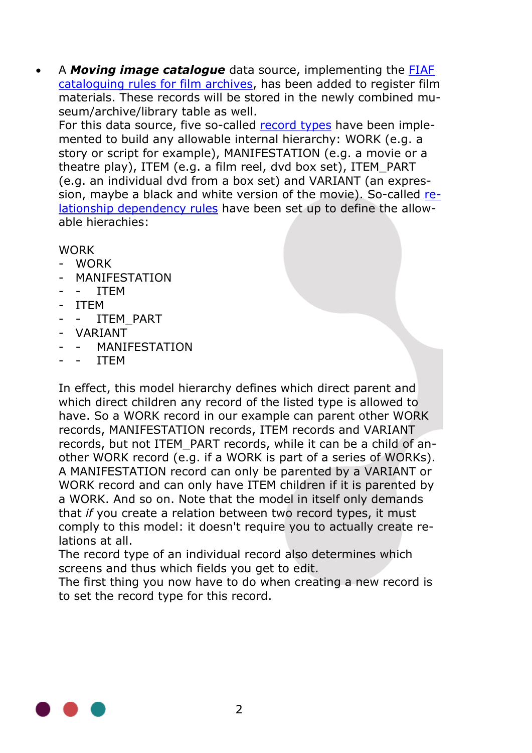- A ***Moving image catalogue*** data source, implementing the [FIAF cataloguing rules for film archives](), has been added to register film materials. These records will be stored in the newly combined museum/archive/library table as well.
  For this data source, five so-called [record types]() have been implemented to build any allowable internal hierarchy: WORK (e.g. a story or script for example), MANIFESTATION (e.g. a movie or a theatre play), ITEM (e.g. a film reel, dvd box set), ITEM_PART (e.g. an individual dvd from a box set) and VARIANT (an expression, maybe a black and white version of the movie). So-called [relationship dependency rules]() have been set up to define the allowable hierachies:

  WORK
  - WORK
  - MANIFESTATION
    - ITEM
  - ITEM
    - ITEM_PART
  - VARIANT
    - MANIFESTATION
    - ITEM

  In effect, this model hierarchy defines which direct parent and which direct children any record of the listed type is allowed to have. So a WORK record in our example can parent other WORK records, MANIFESTATION records, ITEM records and VARIANT records, but not ITEM_PART records, while it can be a child of another WORK record (e.g. if a WORK is part of a series of WORKs). A MANIFESTATION record can only be parented by a VARIANT or WORK record and can only have ITEM children if it is parented by a WORK. And so on. Note that the model in itself only demands that *if* you create a relation between two record types, it must comply to this model: it doesn't require you to actually create relations at all.
  The record type of an individual record also determines which screens and thus which fields you get to edit.
  The first thing you now have to do when creating a new record is to set the record type for this record.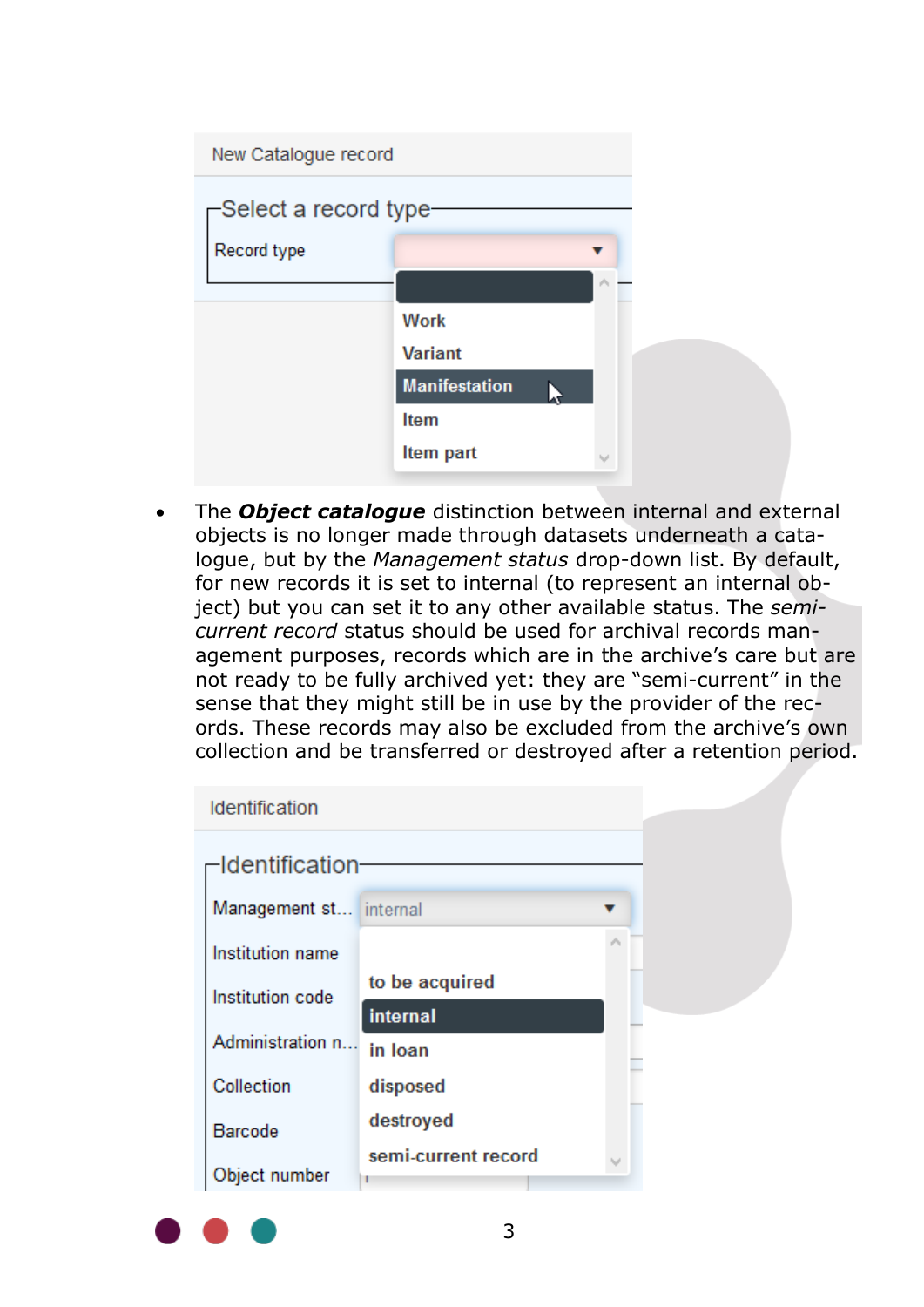- The ***Object catalogue*** distinction between internal and external objects is no longer made through datasets underneath a catalogue, but by the *Management status* drop-down list. By default, for new records it is set to internal (to represent an internal object) but you can set it to any other available status. The *semi-current record* status should be used for archival records management purposes, records which are in the archive's care but are not ready to be fully archived yet: they are "semi-current" in the sense that they might still be in use by the provider of the records. These records may also be excluded from the archive's own collection and be transferred or destroyed after a retention period.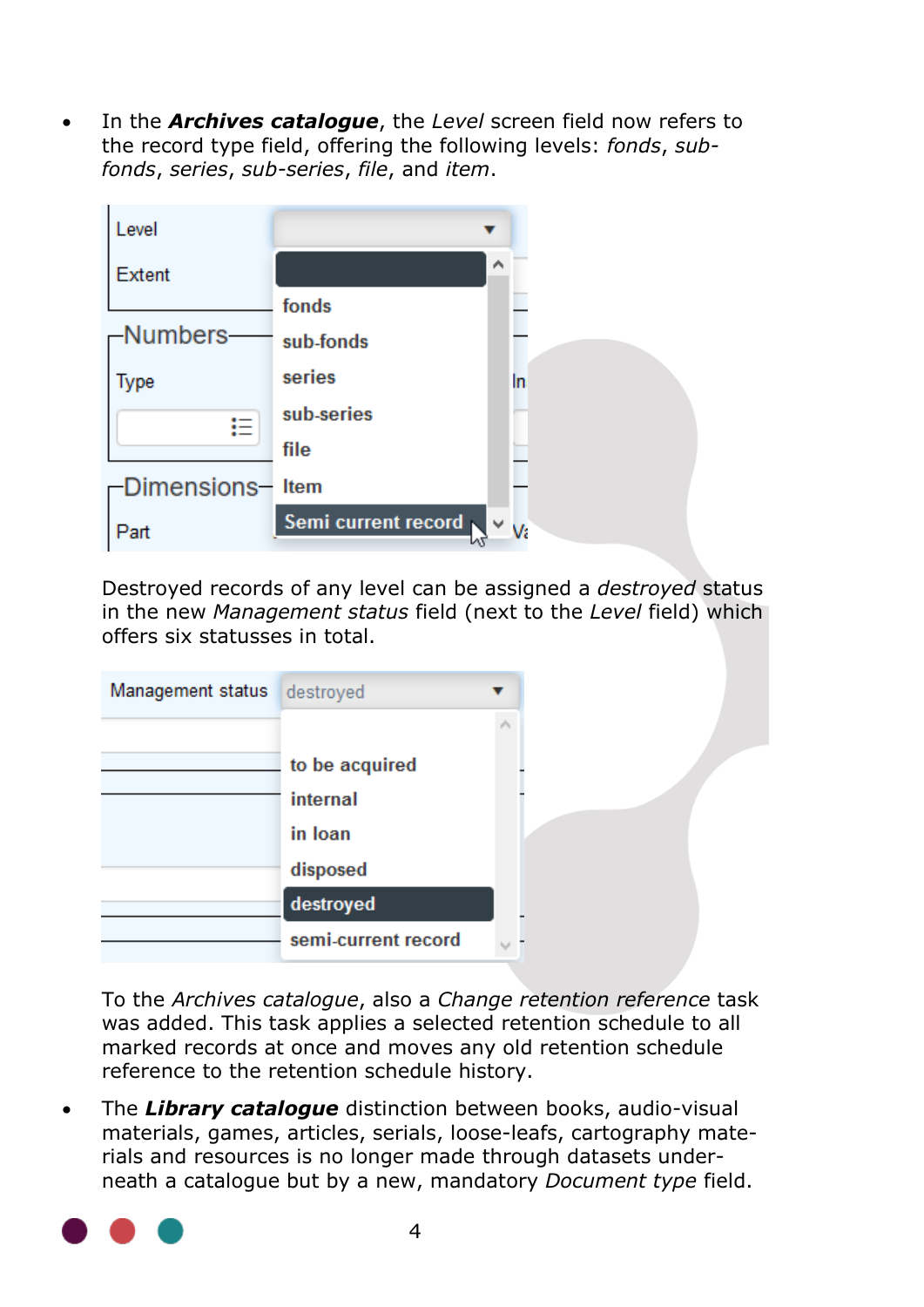- In the ***Archives catalogue***, the *Level* screen field now refers to the record type field, offering the following levels: *fonds*, *sub-fonds*, *series*, *sub-series*, *file*, and *item*.

  Destroyed records of any level can be assigned a *destroyed* status in the new *Management status* field (next to the *Level* field) which offers six statusses in total.

  To the *Archives catalogue*, also a *Change retention reference* task was added. This task applies a selected retention schedule to all marked records at once and moves any old retention schedule reference to the retention schedule history.

- The ***Library catalogue*** distinction between books, audio-visual materials, games, articles, serials, loose-leafs, cartography materials and resources is no longer made through datasets underneath a catalogue but by a new, mandatory *Document type* field.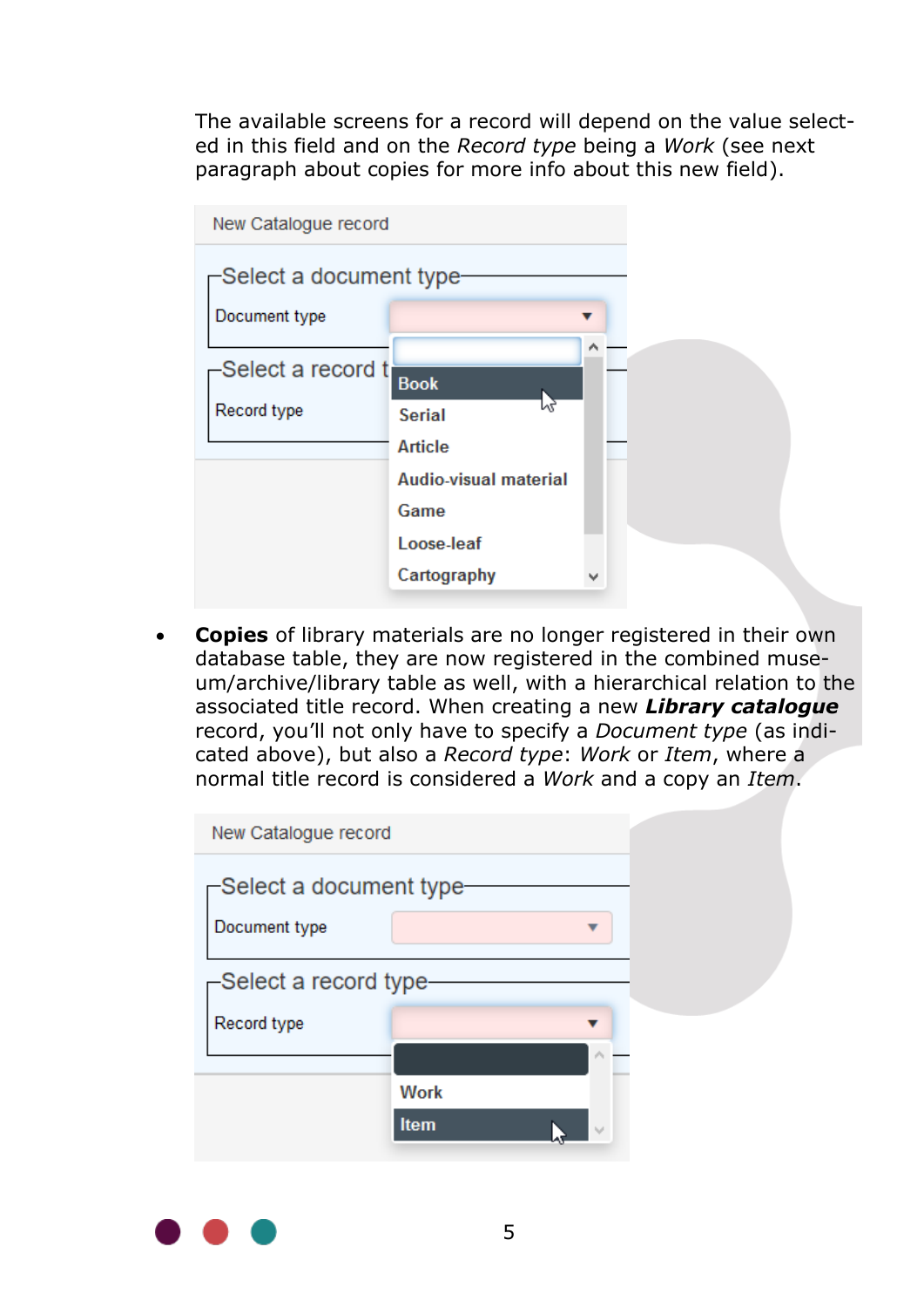The available screens for a record will depend on the value selected in this field and on the *Record type* being a *Work* (see next paragraph about copies for more info about this new field).

New Catalogue record

Select a document type

Document type

Select a record type

Record type

Book
Serial
Article
Audio-visual material
Game
Loose-leaf
Cartography

- **Copies** of library materials are no longer registered in their own database table, they are now registered in the combined museum/archive/library table as well, with a hierarchical relation to the associated title record. When creating a new ***Library catalogue*** record, you'll not only have to specify a *Document type* (as indicated above), but also a *Record type*: *Work* or *Item*, where a normal title record is considered a *Work* and a copy an *Item*.

New Catalogue record

Select a document type

Document type

Select a record type

Record type

Work
Item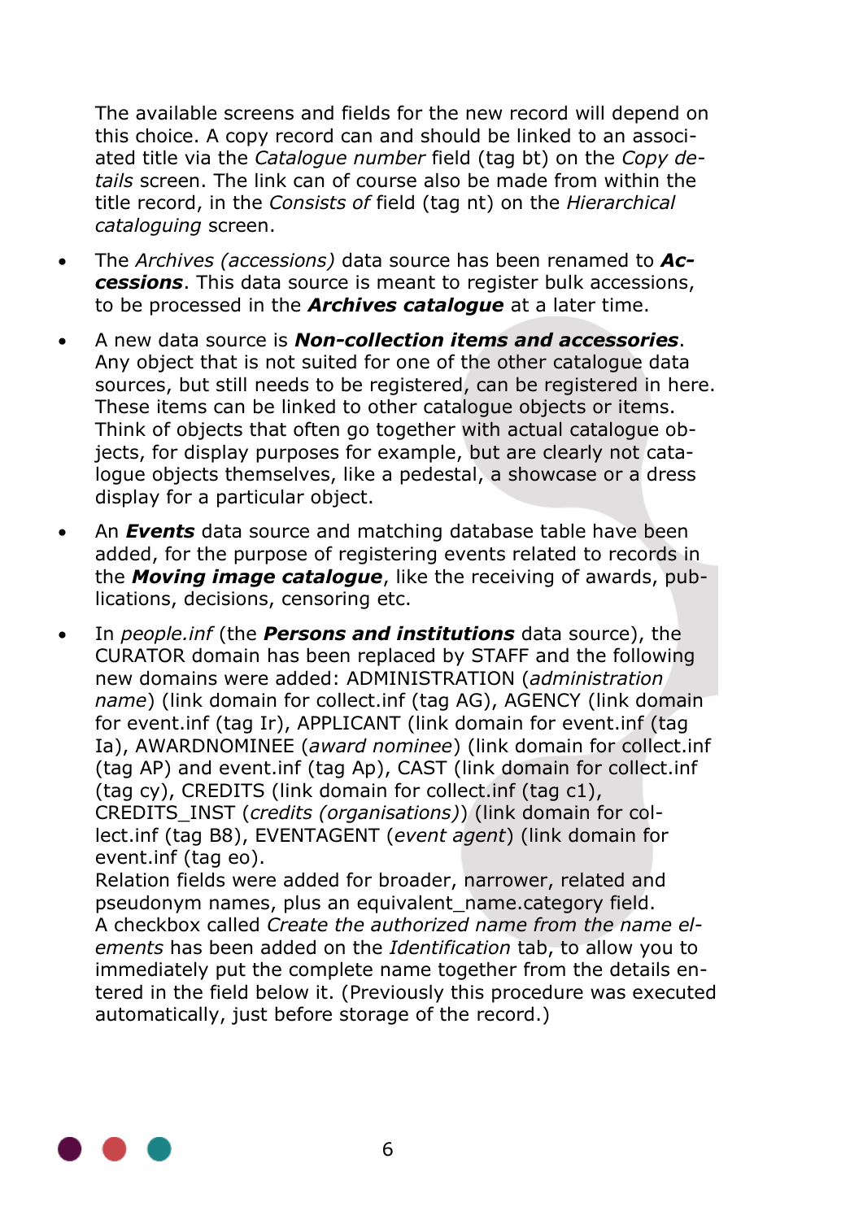The available screens and fields for the new record will depend on this choice. A copy record can and should be linked to an associated title via the *Catalogue number* field (tag bt) on the *Copy details* screen. The link can of course also be made from within the title record, in the *Consists of* field (tag nt) on the *Hierarchical cataloguing* screen.

- The *Archives (accessions)* data source has been renamed to ***Accessions***. This data source is meant to register bulk accessions, to be processed in the **Archives catalogue** at a later time.
- A new data source is ***Non-collection items and accessories***. Any object that is not suited for one of the other catalogue data sources, but still needs to be registered, can be registered in here. These items can be linked to other catalogue objects or items. Think of objects that often go together with actual catalogue objects, for display purposes for example, but are clearly not catalogue objects themselves, like a pedestal, a showcase or a dress display for a particular object.
- An ***Events*** data source and matching database table have been added, for the purpose of registering events related to records in the ***Moving image catalogue***, like the receiving of awards, publications, decisions, censoring etc.
- In *people.inf* (the ***Persons and institutions*** data source), the CURATOR domain has been replaced by STAFF and the following new domains were added: ADMINISTRATION (*administration name*) (link domain for collect.inf (tag AG), AGENCY (link domain for event.inf (tag Ir), APPLICANT (link domain for event.inf (tag Ia), AWARDNOMINEE (*award nominee*) (link domain for collect.inf (tag AP) and event.inf (tag Ap), CAST (link domain for collect.inf (tag cy), CREDITS (link domain for collect.inf (tag c1), CREDITS_INST (*credits (organisations)*) (link domain for collect.inf (tag B8), EVENTAGENT (*event agent*) (link domain for event.inf (tag eo).
  Relation fields were added for broader, narrower, related and pseudonym names, plus an equivalent_name.category field.
  A checkbox called *Create the authorized name from the name elements* has been added on the *Identification* tab, to allow you to immediately put the complete name together from the details entered in the field below it. (Previously this procedure was executed automatically, just before storage of the record.)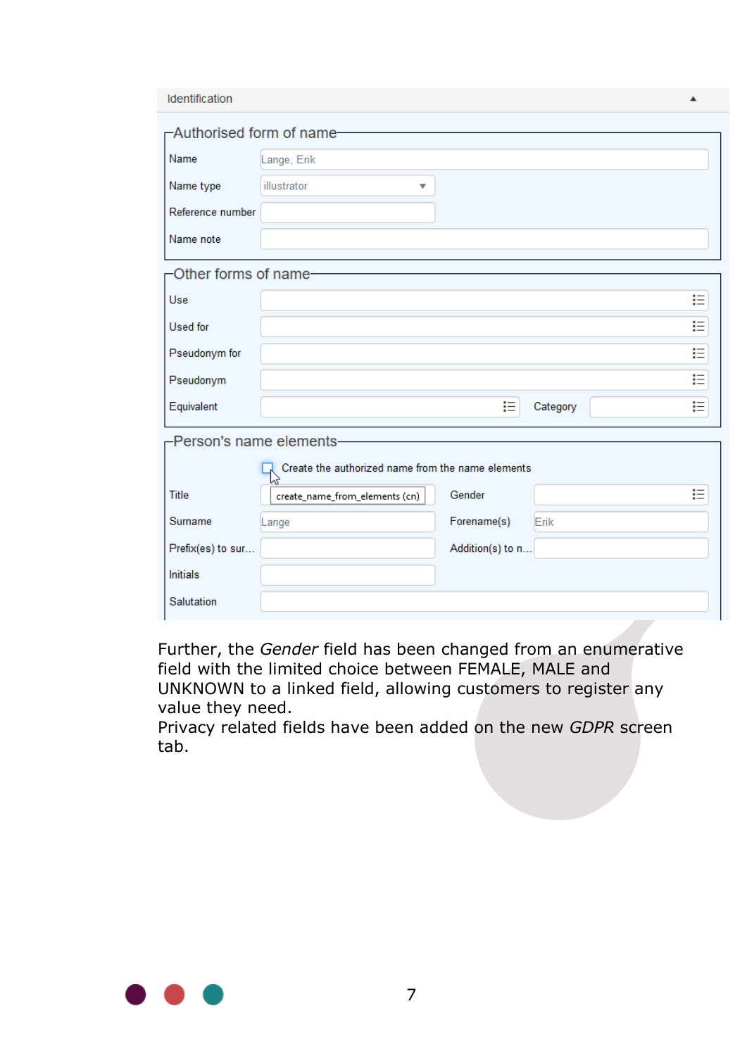| Identification | |
|---|---|
| **Authorised form of name** | |
| Name | Lange, Erik |
| Name type | illustrator |
| Reference number | |
| Name note | |
| **Other forms of name** | |
| Use | |
| Used for | |
| Pseudonym for | |
| Pseudonym | |
| Equivalent | |
| Category | |
| **Person's name elements** | |
| | ☐ Create the authorized name from the name elements (create_name_from_elements (cn)) |
| Title | |
| Gender | |
| Surname | Lange |
| Forename(s) | Erik |
| Prefix(es) to sur... | |
| Addition(s) to n... | |
| Initials | |
| Salutation | |

Further, the *Gender* field has been changed from an enumerative field with the limited choice between FEMALE, MALE and UNKNOWN to a linked field, allowing customers to register any value they need.
Privacy related fields have been added on the new *GDPR* screen tab.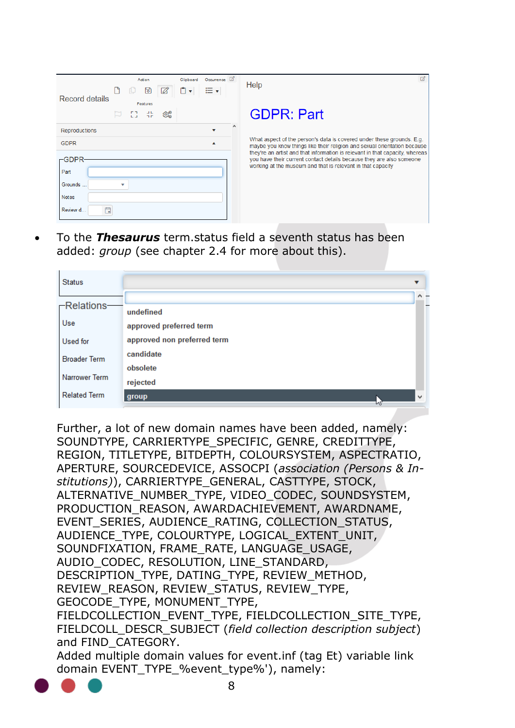- To the ***Thesaurus*** term.status field a seventh status has been added: *group* (see chapter 2.4 for more about this).

Further, a lot of new domain names have been added, namely: SOUNDTYPE, CARRIERTYPE_SPECIFIC, GENRE, CREDITTYPE, REGION, TITLETYPE, BITDEPTH, COLOURSYSTEM, ASPECTRATIO, APERTURE, SOURCEDEVICE, ASSOCPI (*association (Persons & Institutions)*), CARRIERTYPE_GENERAL, CASTTYPE, STOCK, ALTERNATIVE_NUMBER_TYPE, VIDEO_CODEC, SOUNDSYSTEM, PRODUCTION_REASON, AWARDACHIEVEMENT, AWARDNAME, EVENT_SERIES, AUDIENCE_RATING, COLLECTION_STATUS, AUDIENCE_TYPE, COLOURTYPE, LOGICAL_EXTENT_UNIT, SOUNDFIXATION, FRAME_RATE, LANGUAGE_USAGE, AUDIO_CODEC, RESOLUTION, LINE_STANDARD, DESCRIPTION_TYPE, DATING_TYPE, REVIEW_METHOD, REVIEW_REASON, REVIEW_STATUS, REVIEW_TYPE, GEOCODE_TYPE, MONUMENT_TYPE, FIELDCOLLECTION_EVENT_TYPE, FIELDCOLLECTION_SITE_TYPE, FIELDCOLL_DESCR_SUBJECT (*field collection description subject*) and FIND_CATEGORY.
Added multiple domain values for event.inf (tag Et) variable link domain EVENT_TYPE_%event_type%'), namely: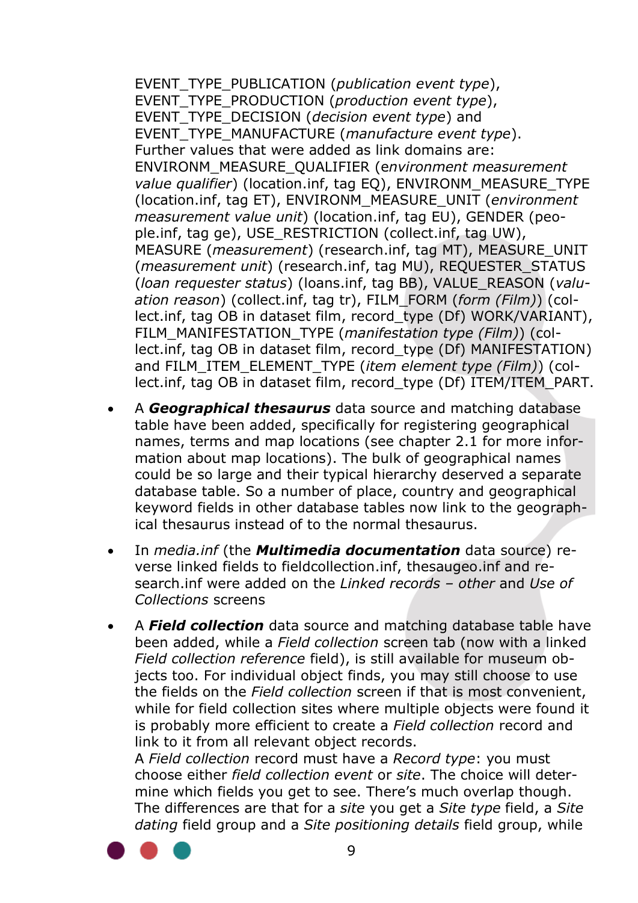EVENT_TYPE_PUBLICATION (*publication event type*), EVENT_TYPE_PRODUCTION (*production event type*), EVENT_TYPE_DECISION (*decision event type*) and EVENT_TYPE_MANUFACTURE (*manufacture event type*). Further values that were added as link domains are: ENVIRONM_MEASURE_QUALIFIER (e*nvironment measurement value qualifier*) (location.inf, tag EQ), ENVIRONM_MEASURE_TYPE (location.inf, tag ET), ENVIRONM_MEASURE_UNIT (*environment measurement value unit*) (location.inf, tag EU), GENDER (people.inf, tag ge), USE_RESTRICTION (collect.inf, tag UW), MEASURE (*measurement*) (research.inf, tag MT), MEASURE_UNIT (*measurement unit*) (research.inf, tag MU), REQUESTER_STATUS (*loan requester status*) (loans.inf, tag BB), VALUE_REASON (*valuation reason*) (collect.inf, tag tr), FILM_FORM (*form (Film)*) (collect.inf, tag OB in dataset film, record_type (Df) WORK/VARIANT), FILM_MANIFESTATION_TYPE (*manifestation type (Film)*) (collect.inf, tag OB in dataset film, record_type (Df) MANIFESTATION) and FILM_ITEM_ELEMENT_TYPE (*item element type (Film)*) (collect.inf, tag OB in dataset film, record_type (Df) ITEM/ITEM_PART.

- A ***Geographical thesaurus*** data source and matching database table have been added, specifically for registering geographical names, terms and map locations (see chapter 2.1 for more information about map locations). The bulk of geographical names could be so large and their typical hierarchy deserved a separate database table. So a number of place, country and geographical keyword fields in other database tables now link to the geographical thesaurus instead of to the normal thesaurus.

- In *media.inf* (the ***Multimedia documentation*** data source) reverse linked fields to fieldcollection.inf, thesaugeo.inf and research.inf were added on the *Linked records – other* and *Use of Collections* screens

- A ***Field collection*** data source and matching database table have been added, while a *Field collection* screen tab (now with a linked *Field collection reference* field), is still available for museum objects too. For individual object finds, you may still choose to use the fields on the *Field collection* screen if that is most convenient, while for field collection sites where multiple objects were found it is probably more efficient to create a *Field collection* record and link to it from all relevant object records.
  A *Field collection* record must have a *Record type*: you must choose either *field collection event* or *site*. The choice will determine which fields you get to see. There's much overlap though. The differences are that for a *site* you get a *Site type* field, a *Site dating* field group and a *Site positioning details* field group, while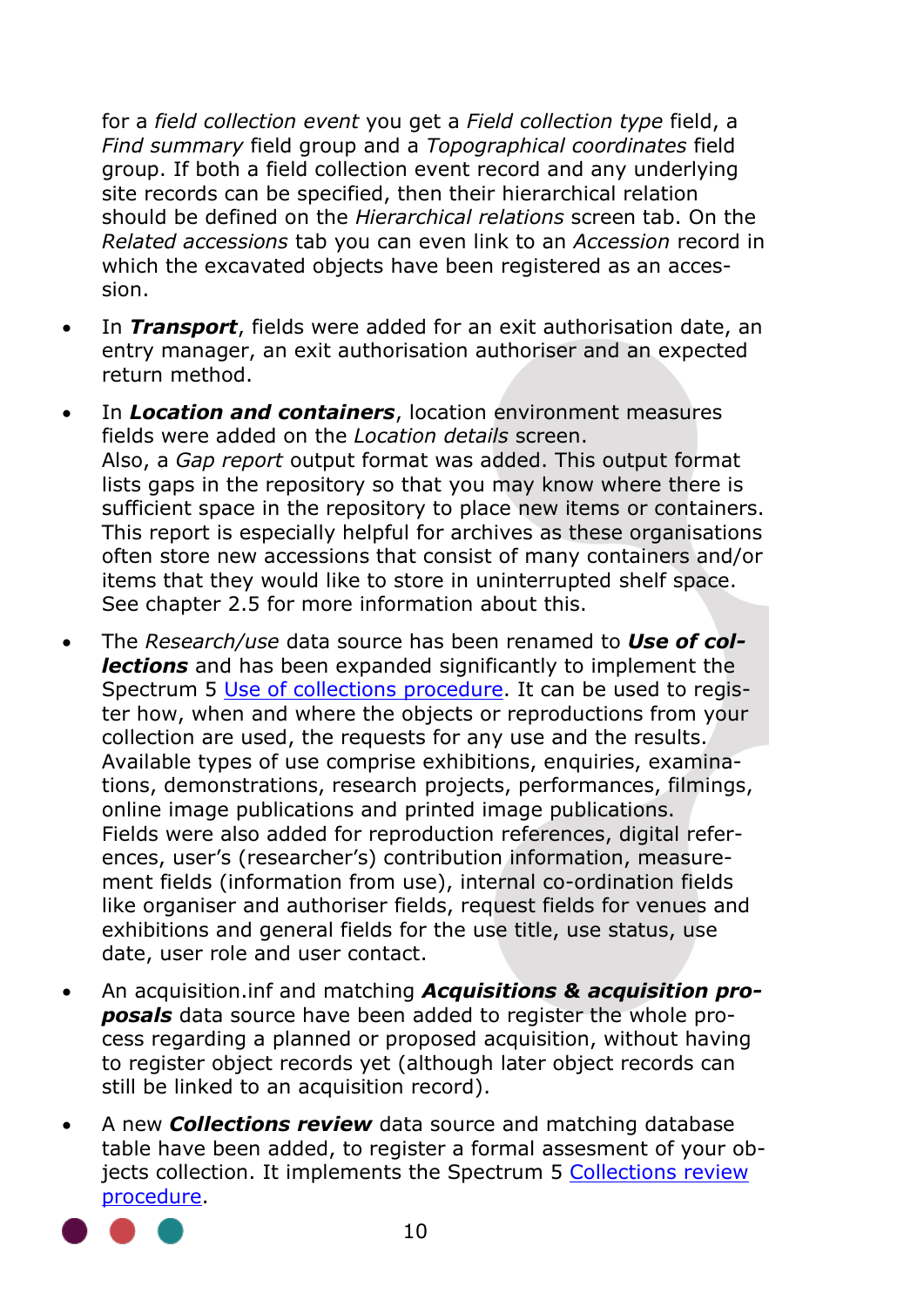for a *field collection event* you get a *Field collection type* field, a *Find summary* field group and a *Topographical coordinates* field group. If both a field collection event record and any underlying site records can be specified, then their hierarchical relation should be defined on the *Hierarchical relations* screen tab. On the *Related accessions* tab you can even link to an *Accession* record in which the excavated objects have been registered as an accession.

- In ***Transport***, fields were added for an exit authorisation date, an entry manager, an exit authorisation authoriser and an expected return method.
- In ***Location and containers***, location environment measures fields were added on the *Location details* screen.
  Also, a *Gap report* output format was added. This output format lists gaps in the repository so that you may know where there is sufficient space in the repository to place new items or containers. This report is especially helpful for archives as these organisations often store new accessions that consist of many containers and/or items that they would like to store in uninterrupted shelf space. See chapter 2.5 for more information about this.
- The *Research/use* data source has been renamed to ***Use of collections*** and has been expanded significantly to implement the Spectrum 5 Use of collections procedure. It can be used to register how, when and where the objects or reproductions from your collection are used, the requests for any use and the results. Available types of use comprise exhibitions, enquiries, examinations, demonstrations, research projects, performances, filmings, online image publications and printed image publications.
  Fields were also added for reproduction references, digital references, user's (researcher's) contribution information, measurement fields (information from use), internal co-ordination fields like organiser and authoriser fields, request fields for venues and exhibitions and general fields for the use title, use status, use date, user role and user contact.
- An acquisition.inf and matching ***Acquisitions & acquisition proposals*** data source have been added to register the whole process regarding a planned or proposed acquisition, without having to register object records yet (although later object records can still be linked to an acquisition record).
- A new ***Collections review*** data source and matching database table have been added, to register a formal assesment of your objects collection. It implements the Spectrum 5 Collections review procedure.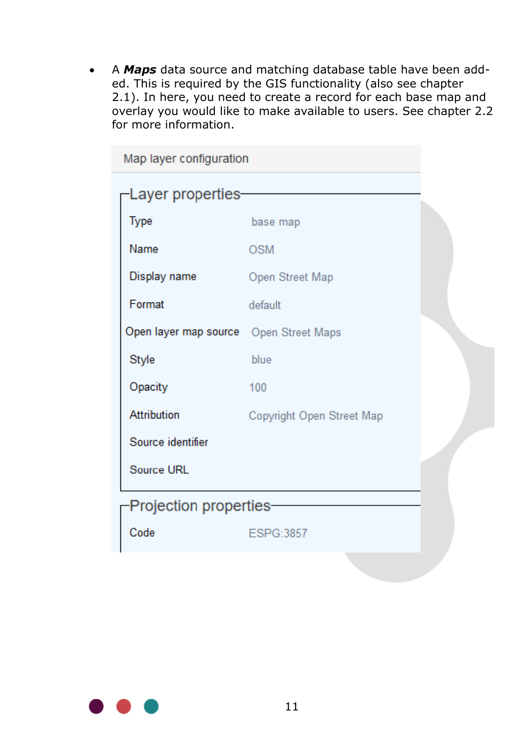- A ***Maps*** data source and matching database table have been added. This is required by the GIS functionality (also see chapter 2.1). In here, you need to create a record for each base map and overlay you would like to make available to users. See chapter 2.2 for more information.

Map layer configuration

**Layer properties**

| | |
|---|---|
| Type | base map |
| Name | OSM |
| Display name | Open Street Map |
| Format | default |
| Open layer map source | Open Street Maps |
| Style | blue |
| Opacity | 100 |
| Attribution | Copyright Open Street Map |
| Source identifier | |
| Source URL | |

**Projection properties**

| | |
|---|---|
| Code | ESPG:3857 |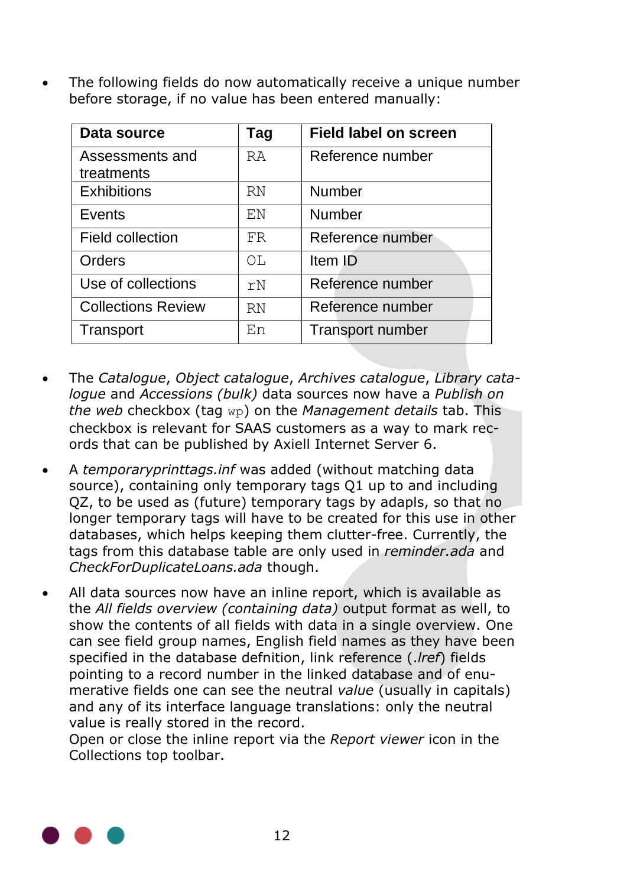- The following fields do now automatically receive a unique number before storage, if no value has been entered manually:

| **Data source** | **Tag** | **Field label on screen** |
|---|---|---|
| Assessments and treatments | `RA` | Reference number |
| Exhibitions | `RN` | Number |
| Events | `EN` | Number |
| Field collection | `FR` | Reference number |
| Orders | `OL` | Item ID |
| Use of collections | `rN` | Reference number |
| Collections Review | `RN` | Reference number |
| Transport | `En` | Transport number |

- The *Catalogue*, *Object catalogue*, *Archives catalogue*, *Library catalogue* and *Accessions (bulk)* data sources now have a *Publish on the web* checkbox (tag `wp`) on the *Management details* tab. This checkbox is relevant for SAAS customers as a way to mark records that can be published by Axiell Internet Server 6.

- A *temporaryprinttags.inf* was added (without matching data source), containing only temporary tags Q1 up to and including QZ, to be used as (future) temporary tags by adapls, so that no longer temporary tags will have to be created for this use in other databases, which helps keeping them clutter-free. Currently, the tags from this database table are only used in *reminder.ada* and *CheckForDuplicateLoans.ada* though.

- All data sources now have an inline report, which is available as the *All fields overview (containing data)* output format as well, to show the contents of all fields with data in a single overview. One can see field group names, English field names as they have been specified in the database defnition, link reference (*.lref*) fields pointing to a record number in the linked database and of enumerative fields one can see the neutral *value* (usually in capitals) and any of its interface language translations: only the neutral value is really stored in the record.
  Open or close the inline report via the *Report viewer* icon in the Collections top toolbar.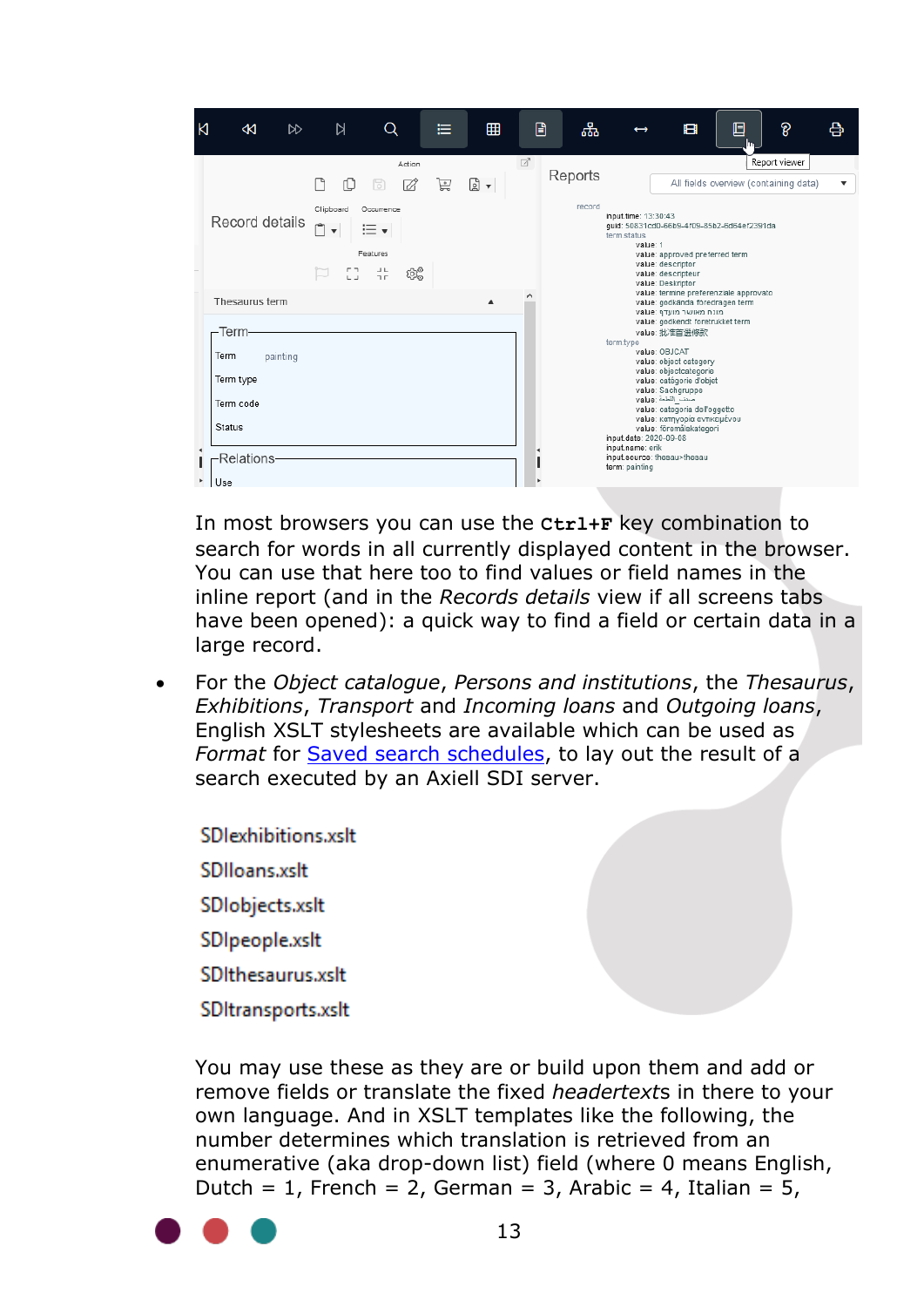In most browsers you can use the **Ctrl+F** key combination to search for words in all currently displayed content in the browser. You can use that here too to find values or field names in the inline report (and in the *Records details* view if all screens tabs have been opened): a quick way to find a field or certain data in a large record.

- For the *Object catalogue*, *Persons and institutions*, the *Thesaurus*, *Exhibitions*, *Transport* and *Incoming loans* and *Outgoing loans*, English XSLT stylesheets are available which can be used as *Format* for [Saved search schedules](), to lay out the result of a search executed by an Axiell SDI server.

SDIexhibitions.xslt
SDIloans.xslt
SDIobjects.xslt
SDIpeople.xslt
SDIthesaurus.xslt
SDItransports.xslt

You may use these as they are or build upon them and add or remove fields or translate the fixed *headertexts* in there to your own language. And in XSLT templates like the following, the number determines which translation is retrieved from an enumerative (aka drop-down list) field (where 0 means English, Dutch = 1, French = 2, German = 3, Arabic = 4, Italian = 5,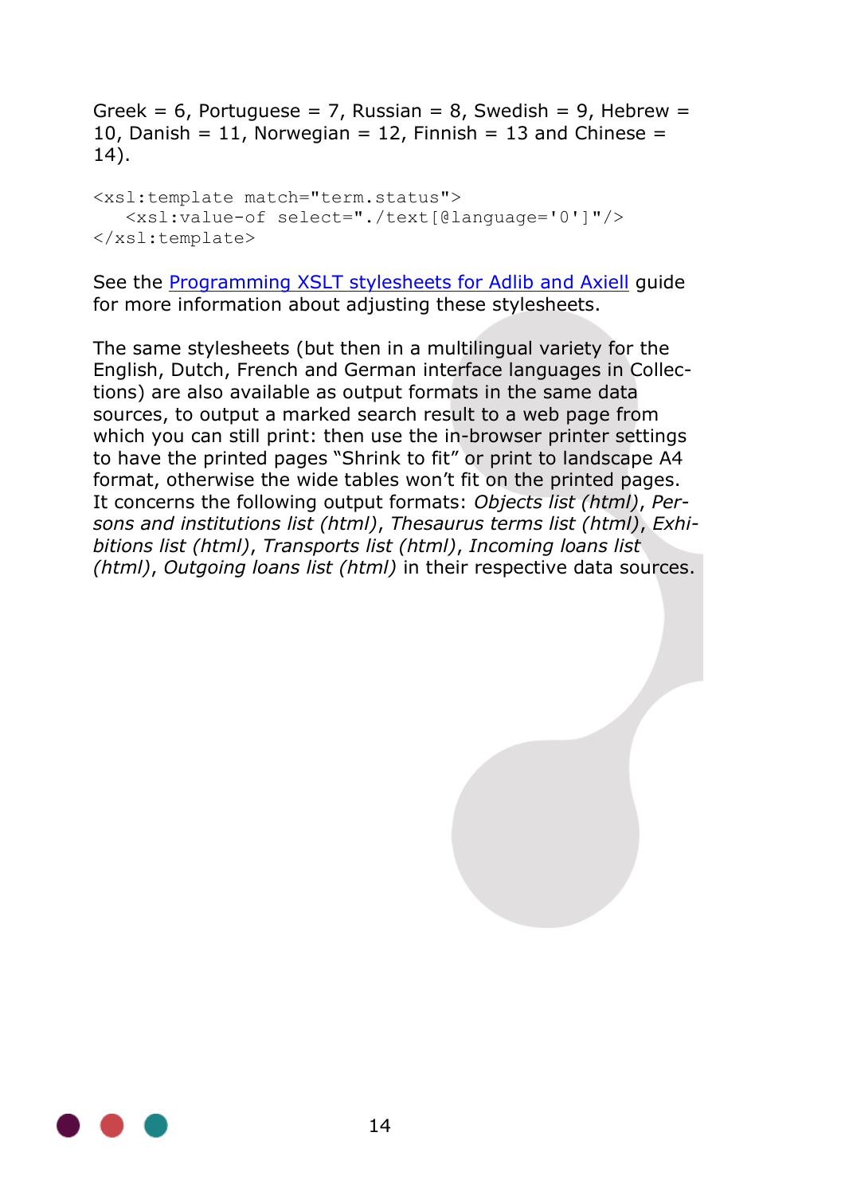Greek = 6, Portuguese = 7, Russian = 8, Swedish = 9, Hebrew = 10, Danish = 11, Norwegian = 12, Finnish = 13 and Chinese = 14).

```
<xsl:template match="term.status">
   <xsl:value-of select="./text[@language='0']"/>
</xsl:template>
```

See the [Programming XSLT stylesheets for Adlib and Axiell](#) guide for more information about adjusting these stylesheets.

The same stylesheets (but then in a multilingual variety for the English, Dutch, French and German interface languages in Collections) are also available as output formats in the same data sources, to output a marked search result to a web page from which you can still print: then use the in-browser printer settings to have the printed pages "Shrink to fit" or print to landscape A4 format, otherwise the wide tables won't fit on the printed pages. It concerns the following output formats: *Objects list (html)*, *Persons and institutions list (html)*, *Thesaurus terms list (html)*, *Exhibitions list (html)*, *Transports list (html)*, *Incoming loans list (html)*, *Outgoing loans list (html)* in their respective data sources.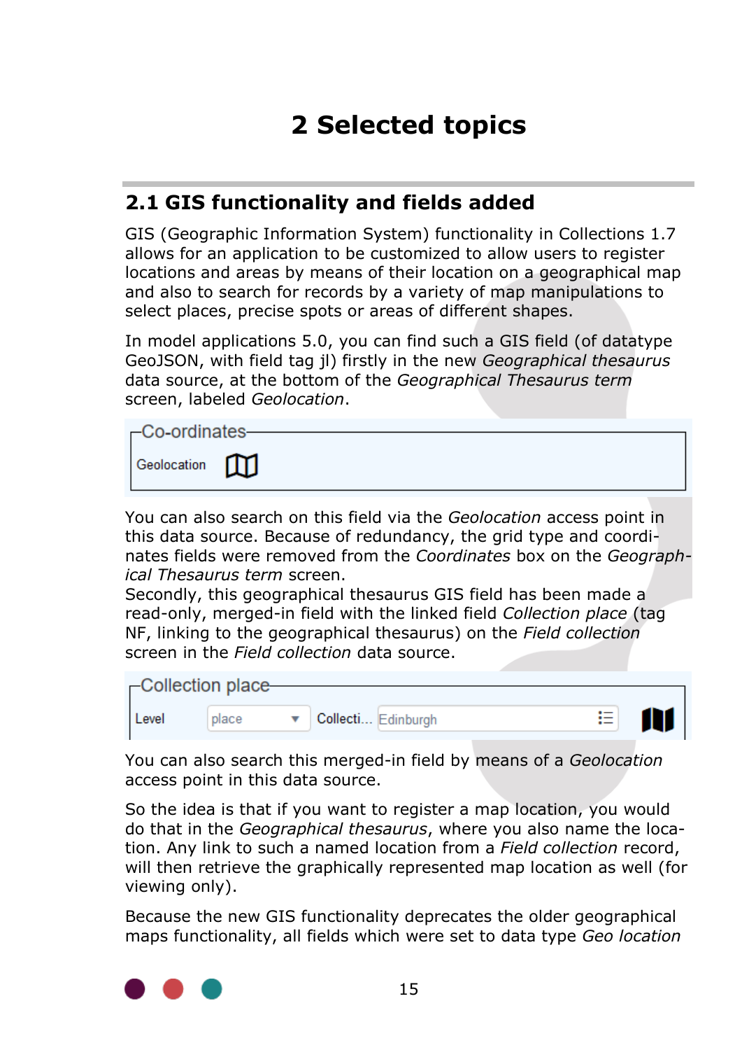# 2 Selected topics

## 2.1 GIS functionality and fields added

GIS (Geographic Information System) functionality in Collections 1.7 allows for an application to be customized to allow users to register locations and areas by means of their location on a geographical map and also to search for records by a variety of map manipulations to select places, precise spots or areas of different shapes.

In model applications 5.0, you can find such a GIS field (of datatype GeoJSON, with field tag jl) firstly in the new *Geographical thesaurus* data source, at the bottom of the *Geographical Thesaurus term* screen, labeled *Geolocation*.

You can also search on this field via the *Geolocation* access point in this data source. Because of redundancy, the grid type and coordinates fields were removed from the *Coordinates* box on the *Geographical Thesaurus term* screen.
Secondly, this geographical thesaurus GIS field has been made a read-only, merged-in field with the linked field *Collection place* (tag NF, linking to the geographical thesaurus) on the *Field collection* screen in the *Field collection* data source.

You can also search this merged-in field by means of a *Geolocation* access point in this data source.

So the idea is that if you want to register a map location, you would do that in the *Geographical thesaurus*, where you also name the location. Any link to such a named location from a *Field collection* record, will then retrieve the graphically represented map location as well (for viewing only).

Because the new GIS functionality deprecates the older geographical maps functionality, all fields which were set to data type *Geo location*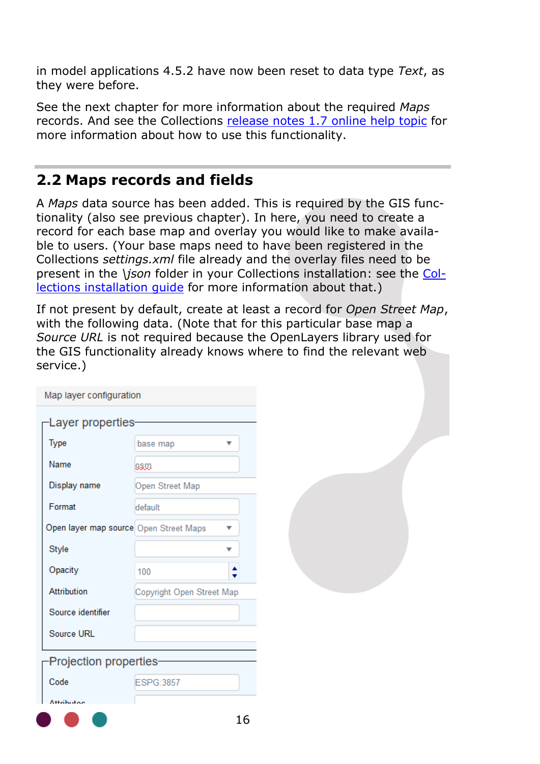in model applications 4.5.2 have now been reset to data type *Text*, as they were before.

See the next chapter for more information about the required *Maps* records. And see the Collections release notes 1.7 online help topic for more information about how to use this functionality.

## 2.2 Maps records and fields

A *Maps* data source has been added. This is required by the GIS functionality (also see previous chapter). In here, you need to create a record for each base map and overlay you would like to make available to users. (Your base maps need to have been registered in the Collections *settings.xml* file already and the overlay files need to be present in the *\json* folder in your Collections installation: see the Collections installation guide for more information about that.)

If not present by default, create at least a record for *Open Street Map*, with the following data. (Note that for this particular base map a *Source URL* is not required because the OpenLayers library used for the GIS functionality already knows where to find the relevant web service.)

Map layer configuration

**Layer properties**

| Field | Value |
| --- | --- |
| Type | base map |
| Name | osm |
| Display name | Open Street Map |
| Format | default |
| Open layer map source | Open Street Maps |
| Style | |
| Opacity | 100 |
| Attribution | Copyright Open Street Map |
| Source identifier | |
| Source URL | |

**Projection properties**

| Field | Value |
| --- | --- |
| Code | ESPG:3857 |
| Attributes | |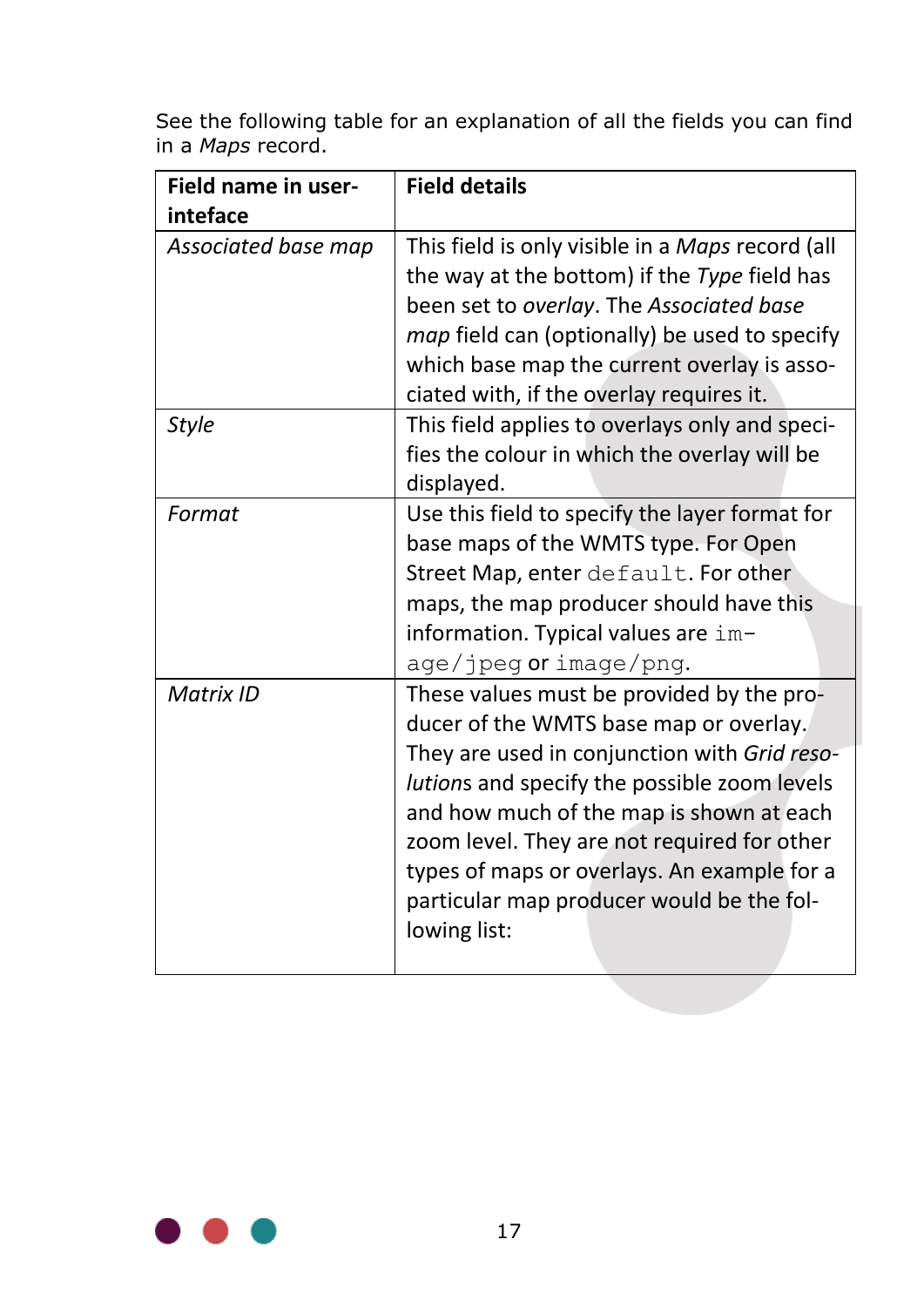See the following table for an explanation of all the fields you can find in a *Maps* record.

| Field name in user-inteface | Field details |
|---|---|
| *Associated base map* | This field is only visible in a *Maps* record (all the way at the bottom) if the *Type* field has been set to *overlay*. The *Associated base map* field can (optionally) be used to specify which base map the current overlay is associated with, if the overlay requires it. |
| *Style* | This field applies to overlays only and specifies the colour in which the overlay will be displayed. |
| *Format* | Use this field to specify the layer format for base maps of the WMTS type. For Open Street Map, enter `default`. For other maps, the map producer should have this information. Typical values are `image/jpeg` or `image/png`. |
| *Matrix ID* | These values must be provided by the producer of the WMTS base map or overlay. They are used in conjunction with *Grid resolutions* and specify the possible zoom levels and how much of the map is shown at each zoom level. They are not required for other types of maps or overlays. An example for a particular map producer would be the following list: |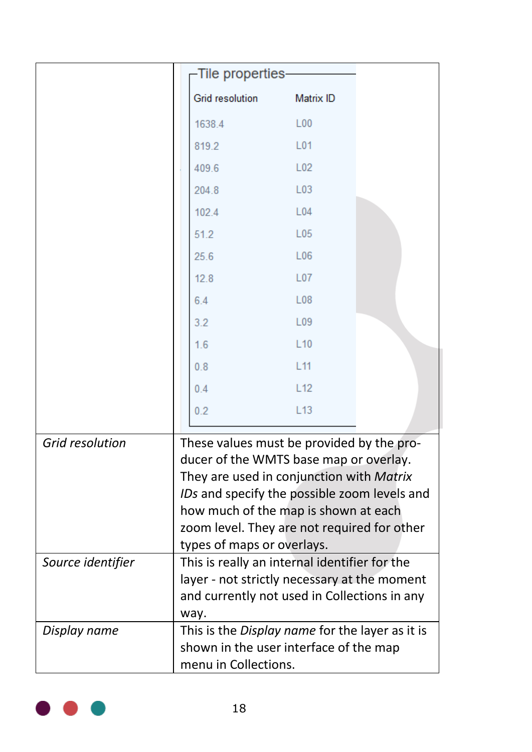|  | **Tile properties**<br><br>Grid resolution / Matrix ID<br>1638.4 / L00<br>819.2 / L01<br>409.6 / L02<br>204.8 / L03<br>102.4 / L04<br>51.2 / L05<br>25.6 / L06<br>12.8 / L07<br>6.4 / L08<br>3.2 / L09<br>1.6 / L10<br>0.8 / L11<br>0.4 / L12<br>0.2 / L13 |
|---|---|
| *Grid resolution* | These values must be provided by the producer of the WMTS base map or overlay. They are used in conjunction with *Matrix IDs* and specify the possible zoom levels and how much of the map is shown at each zoom level. They are not required for other types of maps or overlays. |
| *Source identifier* | This is really an internal identifier for the layer - not strictly necessary at the moment and currently not used in Collections in any way. |
| *Display name* | This is the *Display name* for the layer as it is shown in the user interface of the map menu in Collections. |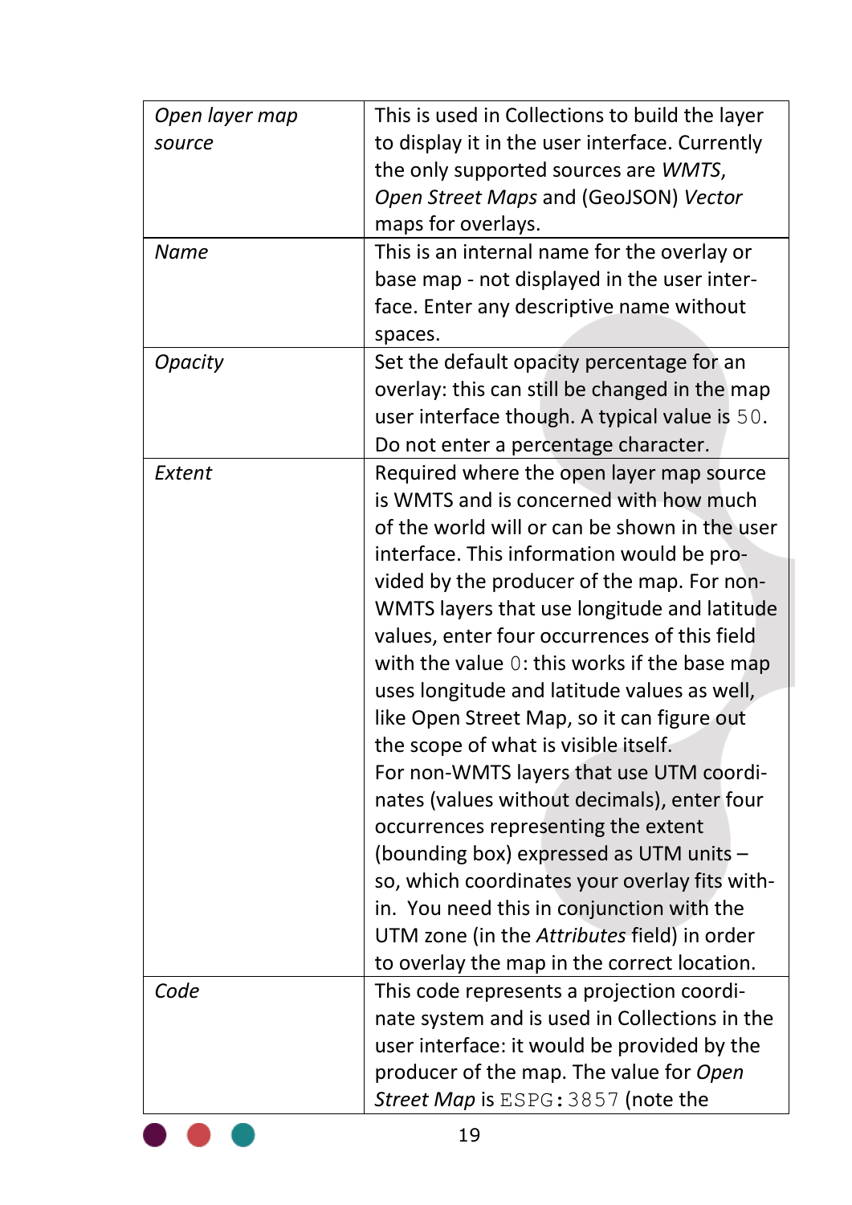| | |
|---|---|
| *Open layer map source* | This is used in Collections to build the layer to display it in the user interface. Currently the only supported sources are *WMTS*, *Open Street Maps* and (GeoJSON) *Vector* maps for overlays. |
| *Name* | This is an internal name for the overlay or base map - not displayed in the user interface. Enter any descriptive name without spaces. |
| *Opacity* | Set the default opacity percentage for an overlay: this can still be changed in the map user interface though. A typical value is `50`. Do not enter a percentage character. |
| *Extent* | Required where the open layer map source is WMTS and is concerned with how much of the world will or can be shown in the user interface. This information would be provided by the producer of the map. For non-WMTS layers that use longitude and latitude values, enter four occurrences of this field with the value `0`: this works if the base map uses longitude and latitude values as well, like Open Street Map, so it can figure out the scope of what is visible itself. For non-WMTS layers that use UTM coordinates (values without decimals), enter four occurrences representing the extent (bounding box) expressed as UTM units – so, which coordinates your overlay fits within. You need this in conjunction with the UTM zone (in the *Attributes* field) in order to overlay the map in the correct location. |
| *Code* | This code represents a projection coordinate system and is used in Collections in the user interface: it would be provided by the producer of the map. The value for *Open Street Map* is `ESPG:3857` (note the |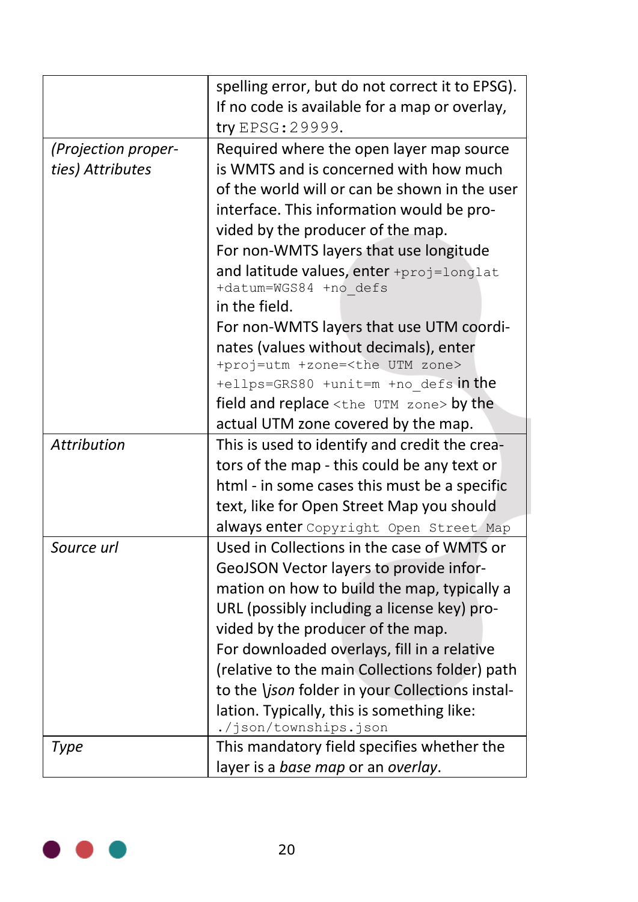| | |
|---|---|
| | spelling error, but do not correct it to EPSG). If no code is available for a map or overlay, try `EPSG:29999`. |
| *(Projection properties) Attributes* | Required where the open layer map source is WMTS and is concerned with how much of the world will or can be shown in the user interface. This information would be provided by the producer of the map.<br>For non-WMTS layers that use longitude and latitude values, enter `+proj=longlat +datum=WGS84 +no_defs` in the field.<br>For non-WMTS layers that use UTM coordinates (values without decimals), enter `+proj=utm +zone=<the UTM zone> +ellps=GRS80 +unit=m +no_defs` in the field and replace `<the UTM zone>` by the actual UTM zone covered by the map. |
| *Attribution* | This is used to identify and credit the creators of the map - this could be any text or html - in some cases this must be a specific text, like for Open Street Map you should always enter `Copyright Open Street Map` |
| *Source url* | Used in Collections in the case of WMTS or GeoJSON Vector layers to provide information on how to build the map, typically a URL (possibly including a license key) provided by the producer of the map.<br>For downloaded overlays, fill in a relative (relative to the main Collections folder) path to the *\json* folder in your Collections installation. Typically, this is something like: `./json/townships.json` |
| *Type* | This mandatory field specifies whether the layer is a *base map* or an *overlay*. |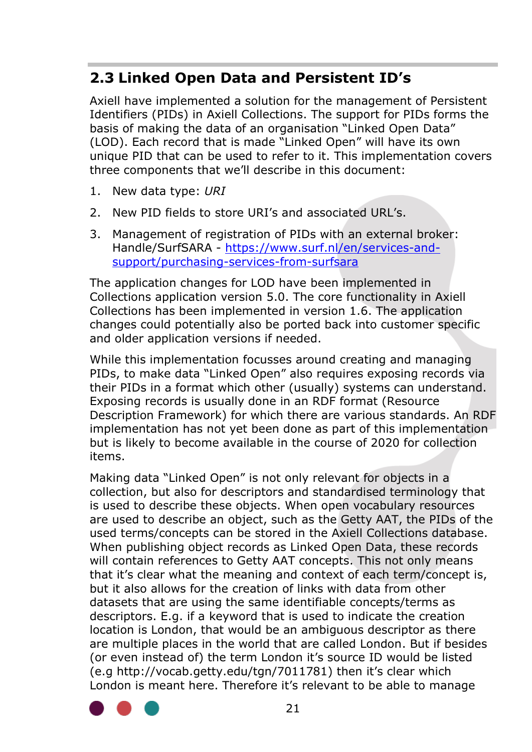## 2.3 Linked Open Data and Persistent ID's

Axiell have implemented a solution for the management of Persistent Identifiers (PIDs) in Axiell Collections. The support for PIDs forms the basis of making the data of an organisation "Linked Open Data" (LOD). Each record that is made "Linked Open" will have its own unique PID that can be used to refer to it. This implementation covers three components that we'll describe in this document:

1. New data type: *URI*
2. New PID fields to store URI's and associated URL's.
3. Management of registration of PIDs with an external broker: Handle/SurfSARA - [https://www.surf.nl/en/services-and-support/purchasing-services-from-surfsara](https://www.surf.nl/en/services-and-support/purchasing-services-from-surfsara)

The application changes for LOD have been implemented in Collections application version 5.0. The core functionality in Axiell Collections has been implemented in version 1.6. The application changes could potentially also be ported back into customer specific and older application versions if needed.

While this implementation focusses around creating and managing PIDs, to make data "Linked Open" also requires exposing records via their PIDs in a format which other (usually) systems can understand. Exposing records is usually done in an RDF format (Resource Description Framework) for which there are various standards. An RDF implementation has not yet been done as part of this implementation but is likely to become available in the course of 2020 for collection items.

Making data "Linked Open" is not only relevant for objects in a collection, but also for descriptors and standardised terminology that is used to describe these objects. When open vocabulary resources are used to describe an object, such as the Getty AAT, the PIDs of the used terms/concepts can be stored in the Axiell Collections database. When publishing object records as Linked Open Data, these records will contain references to Getty AAT concepts. This not only means that it's clear what the meaning and context of each term/concept is, but it also allows for the creation of links with data from other datasets that are using the same identifiable concepts/terms as descriptors. E.g. if a keyword that is used to indicate the creation location is London, that would be an ambiguous descriptor as there are multiple places in the world that are called London. But if besides (or even instead of) the term London it's source ID would be listed (e.g http://vocab.getty.edu/tgn/7011781) then it's clear which London is meant here. Therefore it's relevant to be able to manage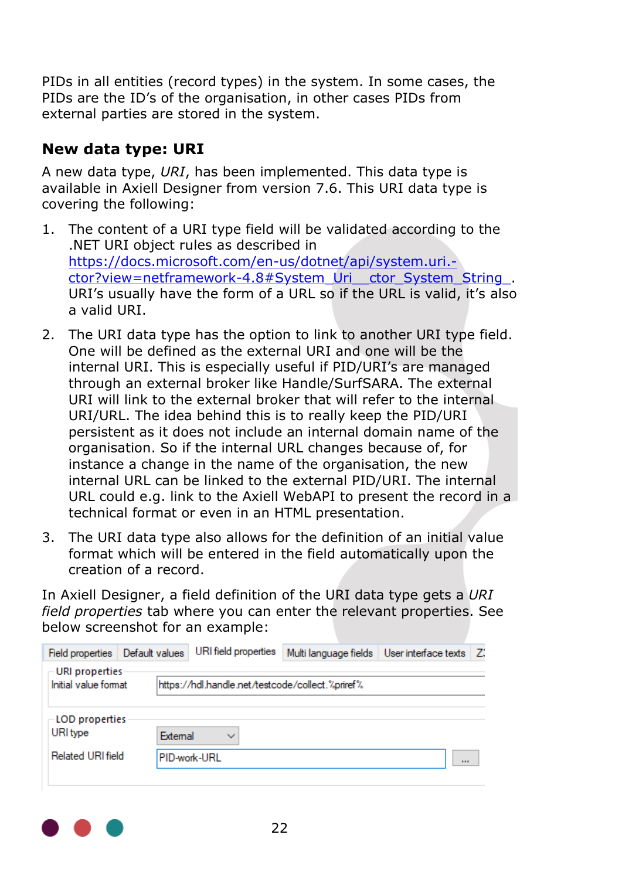PIDs in all entities (record types) in the system. In some cases, the PIDs are the ID's of the organisation, in other cases PIDs from external parties are stored in the system.

## New data type: URI

A new data type, *URI*, has been implemented. This data type is available in Axiell Designer from version 7.6. This URI data type is covering the following:

1. The content of a URI type field will be validated according to the .NET URI object rules as described in https://docs.microsoft.com/en-us/dotnet/api/system.uri.-ctor?view=netframework-4.8#System_Uri__ctor_System_String_. URI's usually have the form of a URL so if the URL is valid, it's also a valid URI.

2. The URI data type has the option to link to another URI type field. One will be defined as the external URI and one will be the internal URI. This is especially useful if PID/URI's are managed through an external broker like Handle/SurfSARA. The external URI will link to the external broker that will refer to the internal URI/URL. The idea behind this is to really keep the PID/URI persistent as it does not include an internal domain name of the organisation. So if the internal URL changes because of, for instance a change in the name of the organisation, the new internal URL can be linked to the external PID/URI. The internal URL could e.g. link to the Axiell WebAPI to present the record in a technical format or even in an HTML presentation.

3. The URI data type also allows for the definition of an initial value format which will be entered in the field automatically upon the creation of a record.

In Axiell Designer, a field definition of the URI data type gets a *URI field properties* tab where you can enter the relevant properties. See below screenshot for an example:

Field properties | Default values | URI field properties | Multi language fields | User interface texts | Z

URI properties
Initial value format: https://hdl.handle.net/testcode/collect.%priref%

LOD properties
URI type: External
Related URI field: PID-work-URL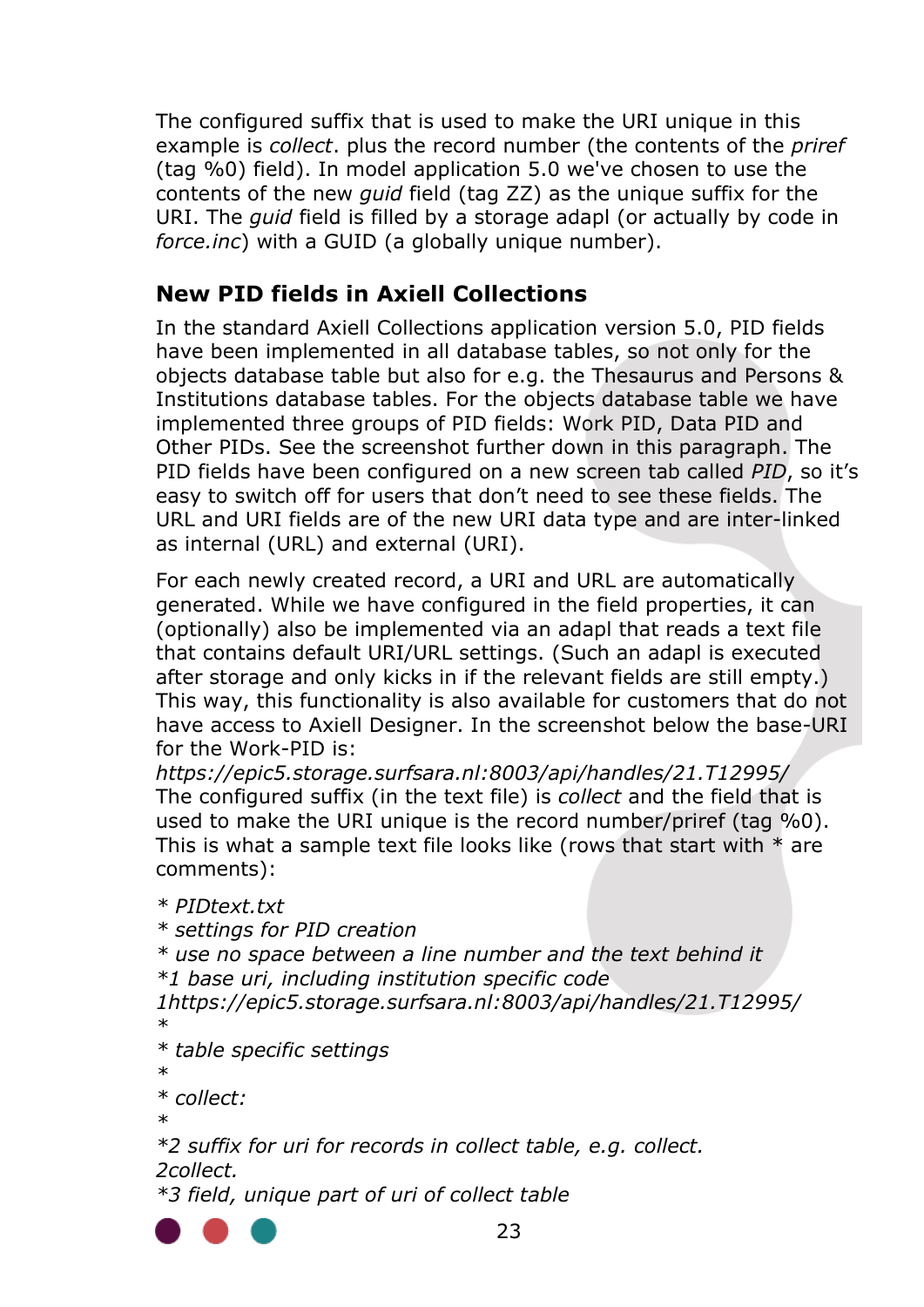The configured suffix that is used to make the URI unique in this example is *collect*. plus the record number (the contents of the *priref* (tag %0) field). In model application 5.0 we've chosen to use the contents of the new *guid* field (tag ZZ) as the unique suffix for the URI. The *guid* field is filled by a storage adapl (or actually by code in *force.inc*) with a GUID (a globally unique number).

## New PID fields in Axiell Collections

In the standard Axiell Collections application version 5.0, PID fields have been implemented in all database tables, so not only for the objects database table but also for e.g. the Thesaurus and Persons & Institutions database tables. For the objects database table we have implemented three groups of PID fields: Work PID, Data PID and Other PIDs. See the screenshot further down in this paragraph. The PID fields have been configured on a new screen tab called *PID*, so it's easy to switch off for users that don't need to see these fields. The URL and URI fields are of the new URI data type and are inter-linked as internal (URL) and external (URI).

For each newly created record, a URI and URL are automatically generated. While we have configured in the field properties, it can (optionally) also be implemented via an adapl that reads a text file that contains default URI/URL settings. (Such an adapl is executed after storage and only kicks in if the relevant fields are still empty.) This way, this functionality is also available for customers that do not have access to Axiell Designer. In the screenshot below the base-URI for the Work-PID is:
*https://epic5.storage.surfsara.nl:8003/api/handles/21.T12995/*
The configured suffix (in the text file) is *collect* and the field that is used to make the URI unique is the record number/priref (tag %0). This is what a sample text file looks like (rows that start with * are comments):

*\* PIDtext.txt*
*\* settings for PID creation*
*\* use no space between a line number and the text behind it*
*\*1 base uri, including institution specific code*
*1https://epic5.storage.surfsara.nl:8003/api/handles/21.T12995/*
*\**
*\* table specific settings*
*\**
*\* collect:*
*\**
*\*2 suffix for uri for records in collect table, e.g. collect.*
*2collect.*
*\*3 field, unique part of uri of collect table*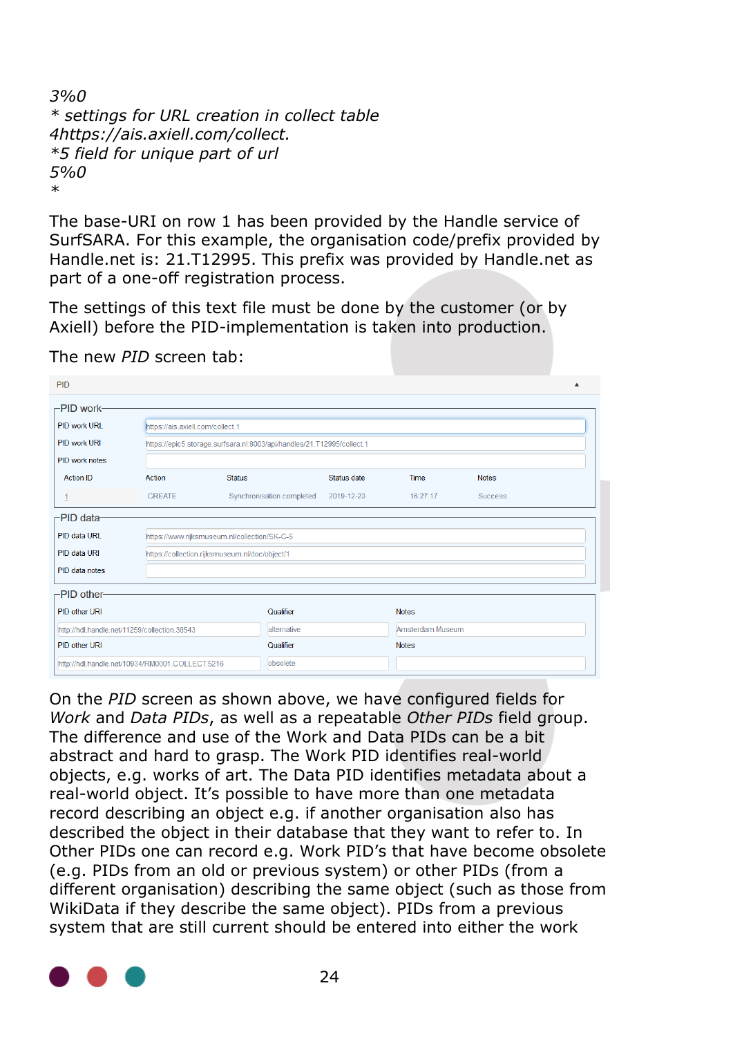*3%0*
*\* settings for URL creation in collect table*
*4https://ais.axiell.com/collect.*
*\*5 field for unique part of url*
*5%0*
*\**

The base-URI on row 1 has been provided by the Handle service of SurfSARA. For this example, the organisation code/prefix provided by Handle.net is: 21.T12995. This prefix was provided by Handle.net as part of a one-off registration process.

The settings of this text file must be done by the customer (or by Axiell) before the PID-implementation is taken into production.

The new *PID* screen tab:

PID

**PID work**

| | |
|---|---|
| PID work URL | https://ais.axiell.com/collect.1 |
| PID work URI | https://epic5.storage.surfsara.nl:8003/api/handles/21.T12995/collect.1 |
| PID work notes | |

| Action ID | Action | Status | Status date | Time | Notes |
|---|---|---|---|---|---|
| 1 | CREATE | Synchronisation completed | 2019-12-23 | 16:27:17 | Success |

**PID data**

| | |
|---|---|
| PID data URL | https://www.rijksmuseum.nl/collection/SK-C-5 |
| PID data URI | https://collection.rijksmuseum.nl/doc/object/1 |
| PID data notes | |

**PID other**

| PID other URI | Qualifier | Notes |
|---|---|---|
| http://hdl.handle.net/11259/collection.38543 | alternative | Amsterdam Museum |
| http://hdl.handle.net/10934/RM0001.COLLECT.5216 | obsolete | |

On the *PID* screen as shown above, we have configured fields for *Work* and *Data PIDs*, as well as a repeatable *Other PIDs* field group. The difference and use of the Work and Data PIDs can be a bit abstract and hard to grasp. The Work PID identifies real-world objects, e.g. works of art. The Data PID identifies metadata about a real-world object. It's possible to have more than one metadata record describing an object e.g. if another organisation also has described the object in their database that they want to refer to. In Other PIDs one can record e.g. Work PID's that have become obsolete (e.g. PIDs from an old or previous system) or other PIDs (from a different organisation) describing the same object (such as those from WikiData if they describe the same object). PIDs from a previous system that are still current should be entered into either the work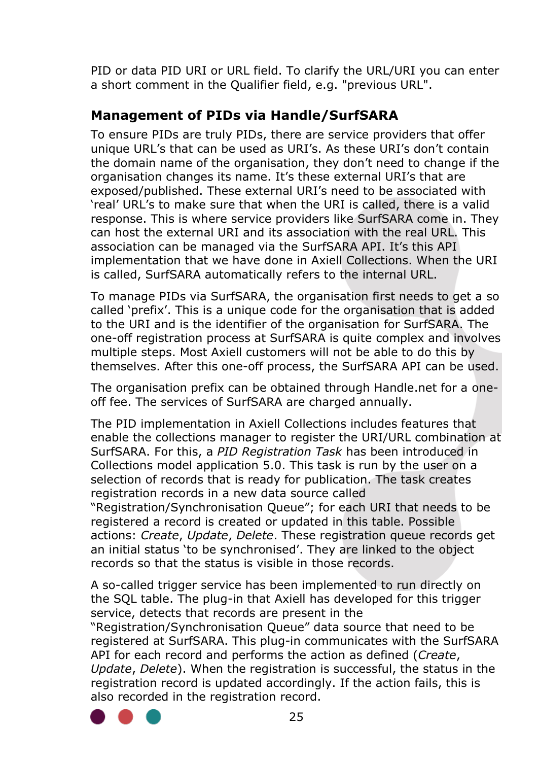PID or data PID URI or URL field. To clarify the URL/URI you can enter a short comment in the Qualifier field, e.g. "previous URL".

## Management of PIDs via Handle/SurfSARA

To ensure PIDs are truly PIDs, there are service providers that offer unique URL's that can be used as URI's. As these URI's don't contain the domain name of the organisation, they don't need to change if the organisation changes its name. It's these external URI's that are exposed/published. These external URI's need to be associated with 'real' URL's to make sure that when the URI is called, there is a valid response. This is where service providers like SurfSARA come in. They can host the external URI and its association with the real URL. This association can be managed via the SurfSARA API. It's this API implementation that we have done in Axiell Collections. When the URI is called, SurfSARA automatically refers to the internal URL.

To manage PIDs via SurfSARA, the organisation first needs to get a so called 'prefix'. This is a unique code for the organisation that is added to the URI and is the identifier of the organisation for SurfSARA. The one-off registration process at SurfSARA is quite complex and involves multiple steps. Most Axiell customers will not be able to do this by themselves. After this one-off process, the SurfSARA API can be used.

The organisation prefix can be obtained through Handle.net for a one-off fee. The services of SurfSARA are charged annually.

The PID implementation in Axiell Collections includes features that enable the collections manager to register the URI/URL combination at SurfSARA. For this, a *PID Registration Task* has been introduced in Collections model application 5.0. This task is run by the user on a selection of records that is ready for publication. The task creates registration records in a new data source called "Registration/Synchronisation Queue"; for each URI that needs to be registered a record is created or updated in this table. Possible actions: *Create*, *Update*, *Delete*. These registration queue records get an initial status 'to be synchronised'. They are linked to the object records so that the status is visible in those records.

A so-called trigger service has been implemented to run directly on the SQL table. The plug-in that Axiell has developed for this trigger service, detects that records are present in the "Registration/Synchronisation Queue" data source that need to be registered at SurfSARA. This plug-in communicates with the SurfSARA API for each record and performs the action as defined (*Create*, *Update*, *Delete*). When the registration is successful, the status in the registration record is updated accordingly. If the action fails, this is also recorded in the registration record.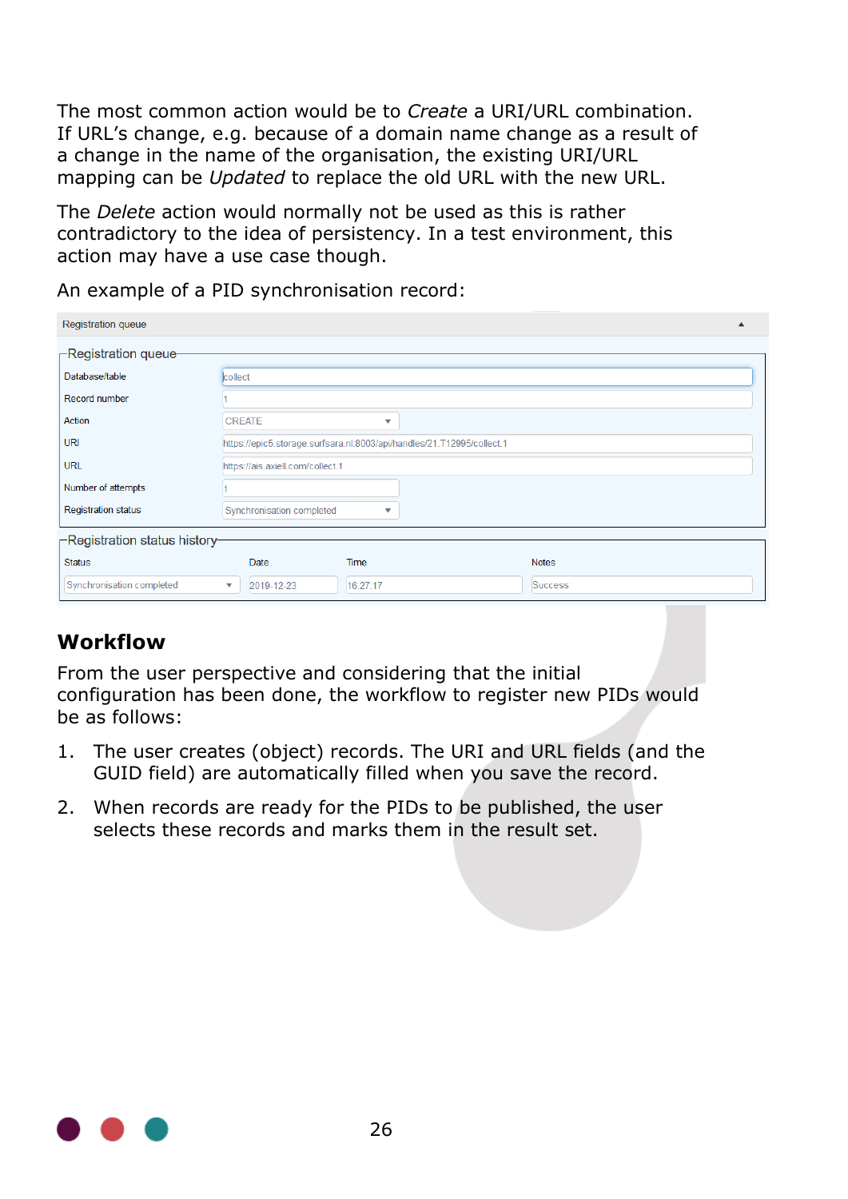The most common action would be to *Create* a URI/URL combination. If URL's change, e.g. because of a domain name change as a result of a change in the name of the organisation, the existing URI/URL mapping can be *Updated* to replace the old URL with the new URL.

The *Delete* action would normally not be used as this is rather contradictory to the idea of persistency. In a test environment, this action may have a use case though.

An example of a PID synchronisation record:

Registration queue

**Registration queue**

| Field | Value |
|---|---|
| Database/table | collect |
| Record number | 1 |
| Action | CREATE |
| URI | https://epic5.storage.surfsara.nl:8003/api/handles/21.T12995/collect.1 |
| URL | https://ais.axiell.com/collect.1 |
| Number of attempts | 1 |
| Registration status | Synchronisation completed |

**Registration status history**

| Status | Date | Time | Notes |
|---|---|---|---|
| Synchronisation completed | 2019-12-23 | 16.27.17 | Success |

## Workflow

From the user perspective and considering that the initial configuration has been done, the workflow to register new PIDs would be as follows:

1. The user creates (object) records. The URI and URL fields (and the GUID field) are automatically filled when you save the record.
2. When records are ready for the PIDs to be published, the user selects these records and marks them in the result set.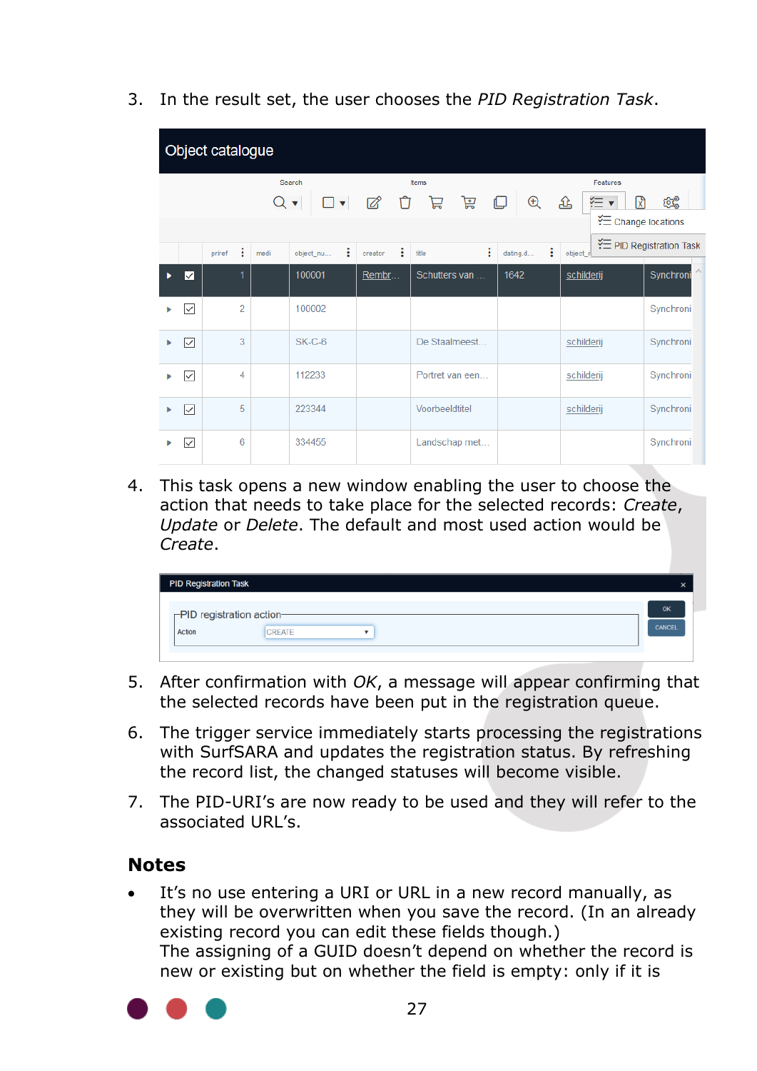3. In the result set, the user chooses the *PID Registration Task*.

4. This task opens a new window enabling the user to choose the action that needs to take place for the selected records: *Create*, *Update* or *Delete*. The default and most used action would be *Create*.

5. After confirmation with *OK*, a message will appear confirming that the selected records have been put in the registration queue.

6. The trigger service immediately starts processing the registrations with SurfSARA and updates the registration status. By refreshing the record list, the changed statuses will become visible.

7. The PID-URI's are now ready to be used and they will refer to the associated URL's.

## Notes

- It's no use entering a URI or URL in a new record manually, as they will be overwritten when you save the record. (In an already existing record you can edit these fields though.)
  The assigning of a GUID doesn't depend on whether the record is new or existing but on whether the field is empty: only if it is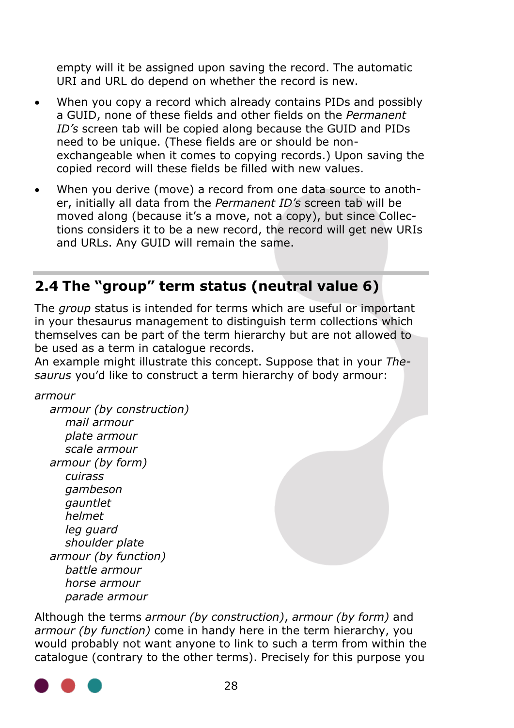empty will it be assigned upon saving the record. The automatic URI and URL do depend on whether the record is new.

- When you copy a record which already contains PIDs and possibly a GUID, none of these fields and other fields on the *Permanent ID's* screen tab will be copied along because the GUID and PIDs need to be unique. (These fields are or should be non-exchangeable when it comes to copying records.) Upon saving the copied record will these fields be filled with new values.
- When you derive (move) a record from one data source to another, initially all data from the *Permanent ID's* screen tab will be moved along (because it's a move, not a copy), but since Collections considers it to be a new record, the record will get new URIs and URLs. Any GUID will remain the same.

## 2.4 The "group" term status (neutral value 6)

The *group* status is intended for terms which are useful or important in your thesaurus management to distinguish term collections which themselves can be part of the term hierarchy but are not allowed to be used as a term in catalogue records.
An example might illustrate this concept. Suppose that in your *Thesaurus* you'd like to construct a term hierarchy of body armour:

*armour*
&nbsp;&nbsp;&nbsp;&nbsp;*armour (by construction)*
&nbsp;&nbsp;&nbsp;&nbsp;&nbsp;&nbsp;&nbsp;&nbsp;*mail armour*
&nbsp;&nbsp;&nbsp;&nbsp;&nbsp;&nbsp;&nbsp;&nbsp;*plate armour*
&nbsp;&nbsp;&nbsp;&nbsp;&nbsp;&nbsp;&nbsp;&nbsp;*scale armour*
&nbsp;&nbsp;&nbsp;&nbsp;*armour (by form)*
&nbsp;&nbsp;&nbsp;&nbsp;&nbsp;&nbsp;&nbsp;&nbsp;*cuirass*
&nbsp;&nbsp;&nbsp;&nbsp;&nbsp;&nbsp;&nbsp;&nbsp;*gambeson*
&nbsp;&nbsp;&nbsp;&nbsp;&nbsp;&nbsp;&nbsp;&nbsp;*gauntlet*
&nbsp;&nbsp;&nbsp;&nbsp;&nbsp;&nbsp;&nbsp;&nbsp;*helmet*
&nbsp;&nbsp;&nbsp;&nbsp;&nbsp;&nbsp;&nbsp;&nbsp;*leg guard*
&nbsp;&nbsp;&nbsp;&nbsp;&nbsp;&nbsp;&nbsp;&nbsp;*shoulder plate*
&nbsp;&nbsp;&nbsp;&nbsp;*armour (by function)*
&nbsp;&nbsp;&nbsp;&nbsp;&nbsp;&nbsp;&nbsp;&nbsp;*battle armour*
&nbsp;&nbsp;&nbsp;&nbsp;&nbsp;&nbsp;&nbsp;&nbsp;*horse armour*
&nbsp;&nbsp;&nbsp;&nbsp;&nbsp;&nbsp;&nbsp;&nbsp;*parade armour*

Although the terms *armour (by construction)*, *armour (by form)* and *armour (by function)* come in handy here in the term hierarchy, you would probably not want anyone to link to such a term from within the catalogue (contrary to the other terms). Precisely for this purpose you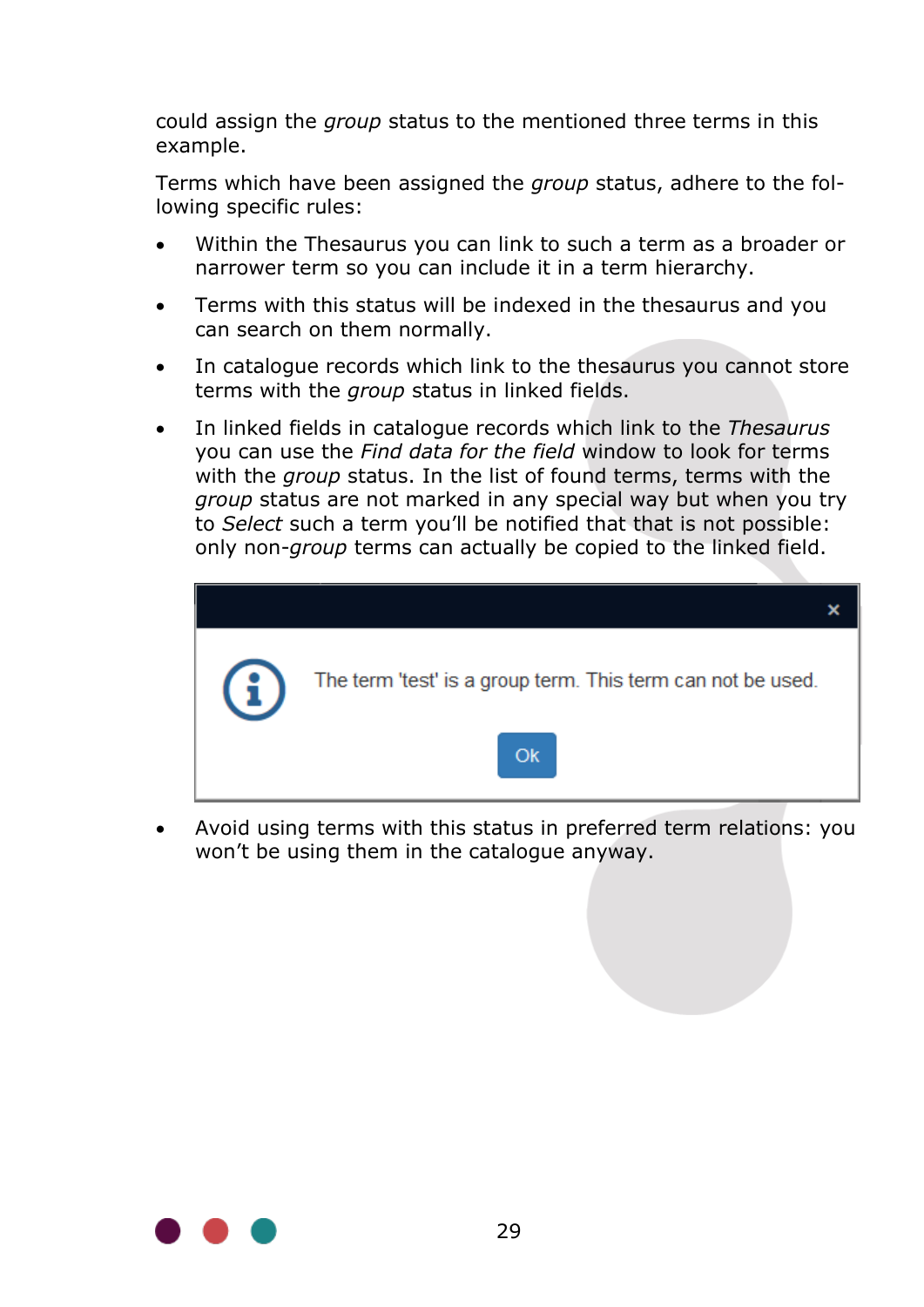could assign the *group* status to the mentioned three terms in this example.

Terms which have been assigned the *group* status, adhere to the following specific rules:

- Within the Thesaurus you can link to such a term as a broader or narrower term so you can include it in a term hierarchy.
- Terms with this status will be indexed in the thesaurus and you can search on them normally.
- In catalogue records which link to the thesaurus you cannot store terms with the *group* status in linked fields.
- In linked fields in catalogue records which link to the *Thesaurus* you can use the *Find data for the field* window to look for terms with the *group* status. In the list of found terms, terms with the *group* status are not marked in any special way but when you try to *Select* such a term you'll be notified that that is not possible: only non-*group* terms can actually be copied to the linked field.

  The term 'test' is a group term. This term can not be used.

  Ok

- Avoid using terms with this status in preferred term relations: you won't be using them in the catalogue anyway.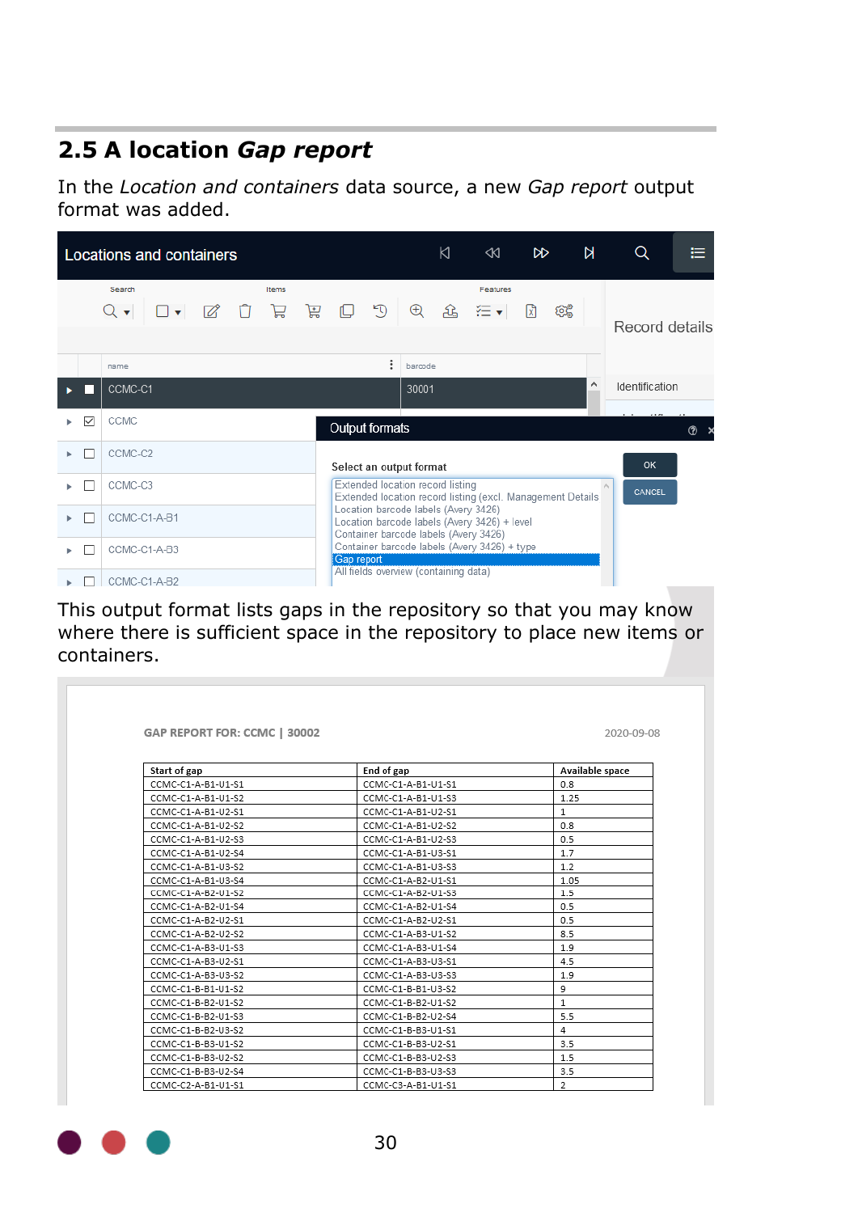## 2.5 A location *Gap report*

In the *Location and containers* data source, a new *Gap report* output format was added.

This output format lists gaps in the repository so that you may know where there is sufficient space in the repository to place new items or containers.

GAP REPORT FOR: CCMC | 30002 2020-09-08

| Start of gap | End of gap | Available space |
|---|---|---|
| CCMC-C1-A-B1-U1-S1 | CCMC-C1-A-B1-U1-S1 | 0.8 |
| CCMC-C1-A-B1-U1-S2 | CCMC-C1-A-B1-U1-S3 | 1.25 |
| CCMC-C1-A-B1-U2-S1 | CCMC-C1-A-B1-U2-S1 | 1 |
| CCMC-C1-A-B1-U2-S2 | CCMC-C1-A-B1-U2-S2 | 0.8 |
| CCMC-C1-A-B1-U2-S3 | CCMC-C1-A-B1-U2-S3 | 0.5 |
| CCMC-C1-A-B1-U2-S4 | CCMC-C1-A-B1-U3-S1 | 1.7 |
| CCMC-C1-A-B1-U3-S2 | CCMC-C1-A-B1-U3-S3 | 1.2 |
| CCMC-C1-A-B1-U3-S4 | CCMC-C1-A-B2-U1-S1 | 1.05 |
| CCMC-C1-A-B2-U1-S2 | CCMC-C1-A-B2-U1-S3 | 1.5 |
| CCMC-C1-A-B2-U1-S4 | CCMC-C1-A-B2-U1-S4 | 0.5 |
| CCMC-C1-A-B2-U2-S1 | CCMC-C1-A-B2-U2-S1 | 0.5 |
| CCMC-C1-A-B2-U2-S2 | CCMC-C1-A-B3-U1-S2 | 8.5 |
| CCMC-C1-A-B3-U1-S3 | CCMC-C1-A-B3-U1-S4 | 1.9 |
| CCMC-C1-A-B3-U2-S1 | CCMC-C1-A-B3-U3-S1 | 4.5 |
| CCMC-C1-A-B3-U3-S2 | CCMC-C1-A-B3-U3-S3 | 1.9 |
| CCMC-C1-B-B1-U1-S2 | CCMC-C1-B-B1-U3-S2 | 9 |
| CCMC-C1-B-B2-U1-S2 | CCMC-C1-B-B2-U1-S2 | 1 |
| CCMC-C1-B-B2-U1-S3 | CCMC-C1-B-B2-U2-S4 | 5.5 |
| CCMC-C1-B-B2-U3-S2 | CCMC-C1-B-B3-U1-S1 | 4 |
| CCMC-C1-B-B3-U1-S2 | CCMC-C1-B-B3-U2-S1 | 3.5 |
| CCMC-C1-B-B3-U2-S2 | CCMC-C1-B-B3-U2-S3 | 1.5 |
| CCMC-C1-B-B3-U2-S4 | CCMC-C1-B-B3-U3-S3 | 3.5 |
| CCMC-C2-A-B1-U1-S1 | CCMC-C3-A-B1-U1-S1 | 2 |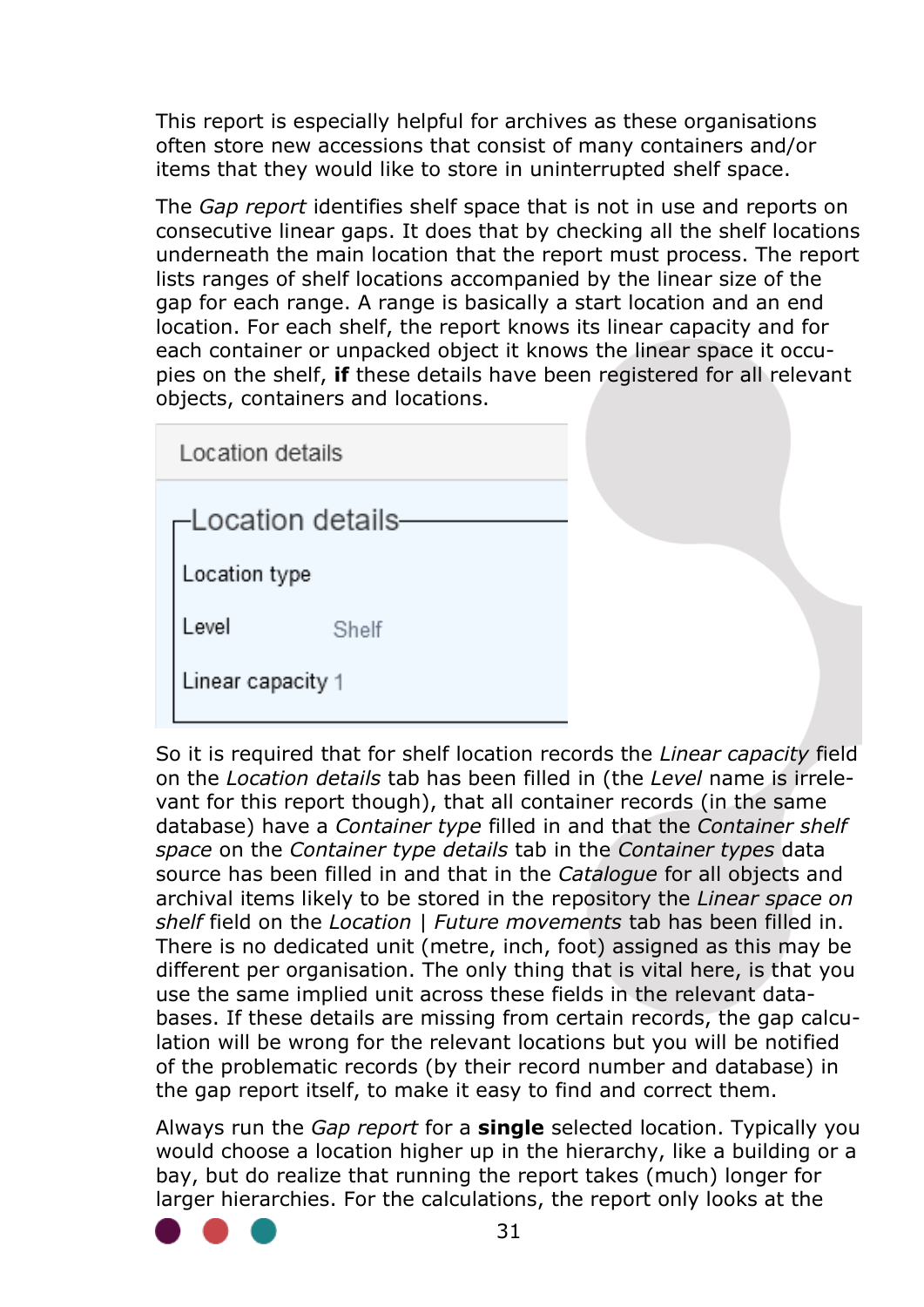This report is especially helpful for archives as these organisations often store new accessions that consist of many containers and/or items that they would like to store in uninterrupted shelf space.

The *Gap report* identifies shelf space that is not in use and reports on consecutive linear gaps. It does that by checking all the shelf locations underneath the main location that the report must process. The report lists ranges of shelf locations accompanied by the linear size of the gap for each range. A range is basically a start location and an end location. For each shelf, the report knows its linear capacity and for each container or unpacked object it knows the linear space it occupies on the shelf, **if** these details have been registered for all relevant objects, containers and locations.

Location details

Location details

Location type

Level Shelf

Linear capacity 1

So it is required that for shelf location records the *Linear capacity* field on the *Location details* tab has been filled in (the *Level* name is irrelevant for this report though), that all container records (in the same database) have a *Container type* filled in and that the *Container shelf space* on the *Container type details* tab in the *Container types* data source has been filled in and that in the *Catalogue* for all objects and archival items likely to be stored in the repository the *Linear space on shelf* field on the *Location | Future movements* tab has been filled in. There is no dedicated unit (metre, inch, foot) assigned as this may be different per organisation. The only thing that is vital here, is that you use the same implied unit across these fields in the relevant databases. If these details are missing from certain records, the gap calculation will be wrong for the relevant locations but you will be notified of the problematic records (by their record number and database) in the gap report itself, to make it easy to find and correct them.

Always run the *Gap report* for a **single** selected location. Typically you would choose a location higher up in the hierarchy, like a building or a bay, but do realize that running the report takes (much) longer for larger hierarchies. For the calculations, the report only looks at the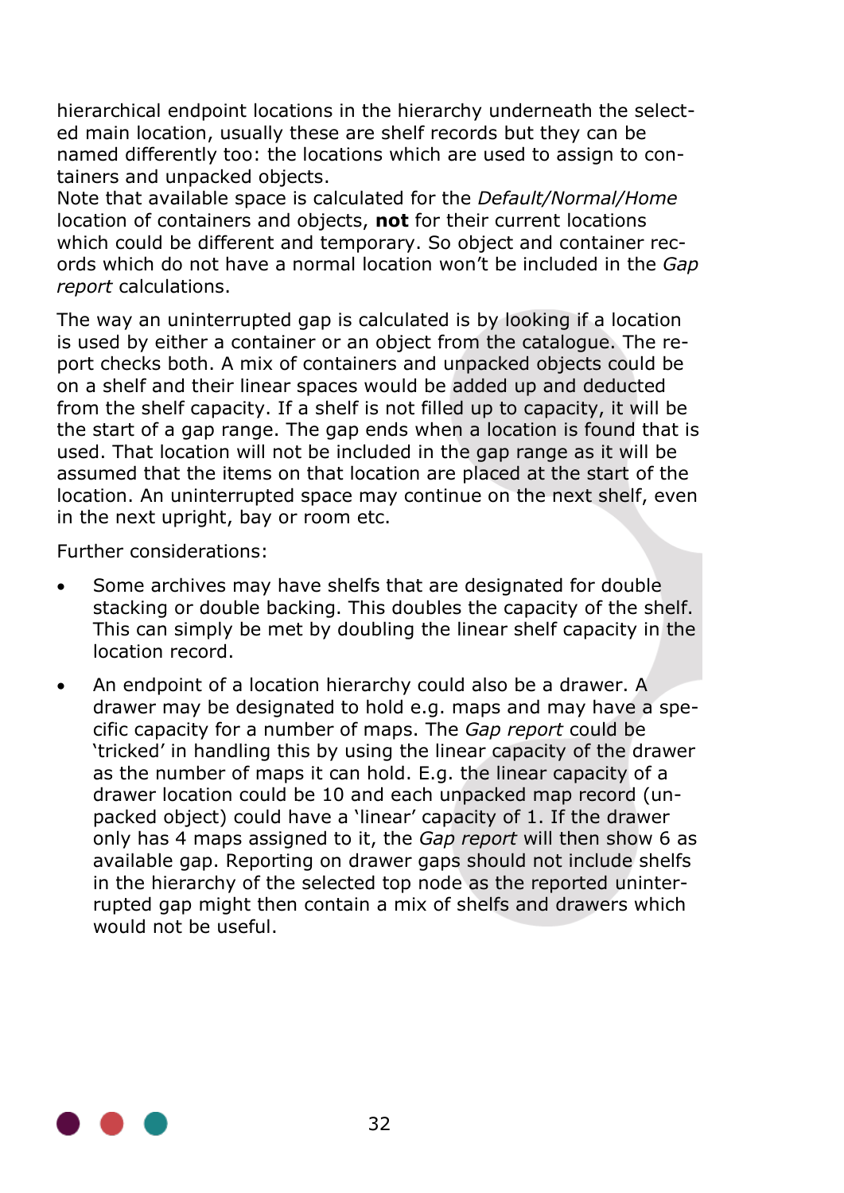hierarchical endpoint locations in the hierarchy underneath the selected main location, usually these are shelf records but they can be named differently too: the locations which are used to assign to containers and unpacked objects.
Note that available space is calculated for the *Default/Normal/Home* location of containers and objects, **not** for their current locations which could be different and temporary. So object and container records which do not have a normal location won't be included in the *Gap report* calculations.

The way an uninterrupted gap is calculated is by looking if a location is used by either a container or an object from the catalogue. The report checks both. A mix of containers and unpacked objects could be on a shelf and their linear spaces would be added up and deducted from the shelf capacity. If a shelf is not filled up to capacity, it will be the start of a gap range. The gap ends when a location is found that is used. That location will not be included in the gap range as it will be assumed that the items on that location are placed at the start of the location. An uninterrupted space may continue on the next shelf, even in the next upright, bay or room etc.

Further considerations:

- Some archives may have shelfs that are designated for double stacking or double backing. This doubles the capacity of the shelf. This can simply be met by doubling the linear shelf capacity in the location record.
- An endpoint of a location hierarchy could also be a drawer. A drawer may be designated to hold e.g. maps and may have a specific capacity for a number of maps. The *Gap report* could be 'tricked' in handling this by using the linear capacity of the drawer as the number of maps it can hold. E.g. the linear capacity of a drawer location could be 10 and each unpacked map record (unpacked object) could have a 'linear' capacity of 1. If the drawer only has 4 maps assigned to it, the *Gap report* will then show 6 as available gap. Reporting on drawer gaps should not include shelfs in the hierarchy of the selected top node as the reported uninterrupted gap might then contain a mix of shelfs and drawers which would not be useful.